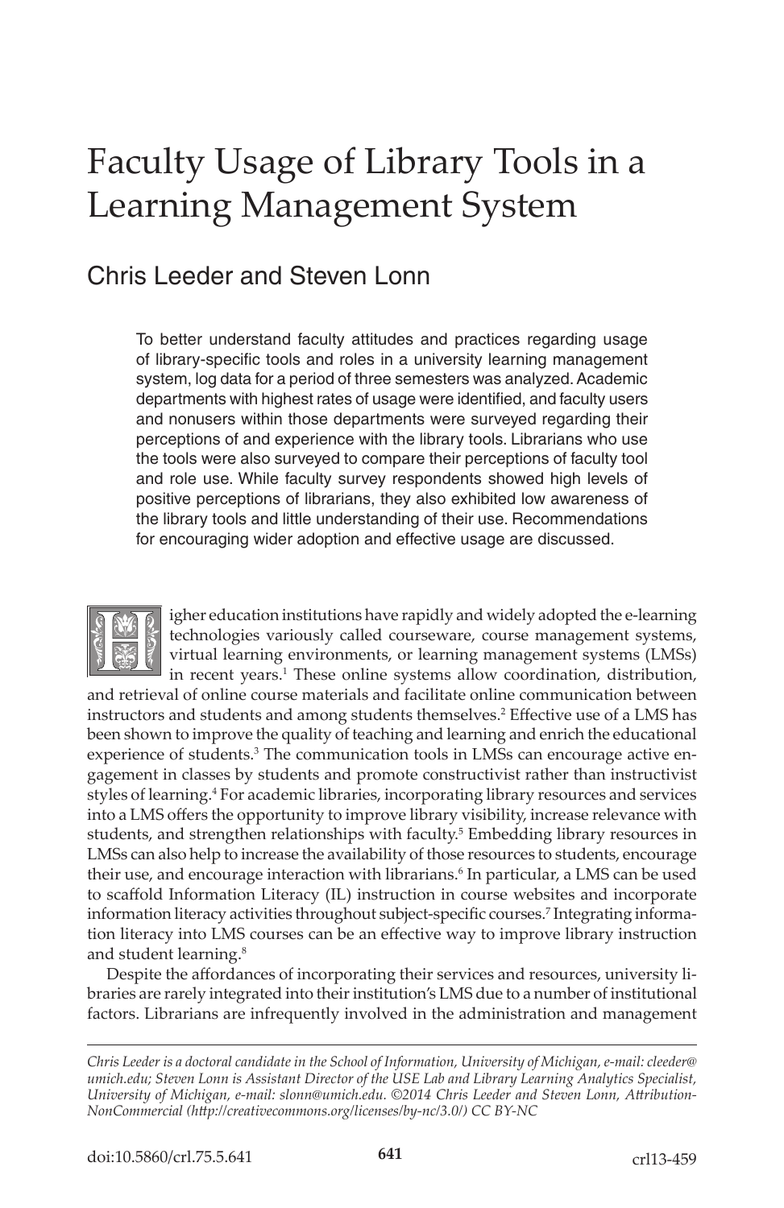# Faculty Usage of Library Tools in a Learning Management System

## Chris Leeder and Steven Lonn

To better understand faculty attitudes and practices regarding usage of library-specific tools and roles in a university learning management system, log data for a period of three semesters was analyzed. Academic departments with highest rates of usage were identified, and faculty users and nonusers within those departments were surveyed regarding their perceptions of and experience with the library tools. Librarians who use the tools were also surveyed to compare their perceptions of faculty tool and role use. While faculty survey respondents showed high levels of positive perceptions of librarians, they also exhibited low awareness of the library tools and little understanding of their use. Recommendations for encouraging wider adoption and effective usage are discussed.

Higher education institutions have rapidly and widely adopted the e-learning technologies variously called courseware, course management systems, virtual learning environments, or learning management systems (LMSs) in recent years.[1] These online systems allow coordination, distribution, and retrieval of online course materials and facilitate online communication between instructors and students and among students themselves.[2] Effective use of a LMS has been shown to improve the quality of teaching and learning and enrich the educational experience of students.[3] The communication tools in LMSs can encourage active engagement in classes by students and promote constructivist rather than instructivist styles of learning.[4] For academic libraries, incorporating library resources and services into a LMS offers the opportunity to improve library visibility, increase relevance with students, and strengthen relationships with faculty.[5] Embedding library resources in LMSs can also help to increase the availability of those resources to students, encourage their use, and encourage interaction with librarians.[6] In particular, a LMS can be used to scaffold Information Literacy (IL) instruction in course websites and incorporate information literacy activities throughout subject-specific courses.[7] Integrating information literacy into LMS courses can be an effective way to improve library instruction and student learning.[8]

Despite the affordances of incorporating their services and resources, university libraries are rarely integrated into their institution's LMS due to a number of institutional factors. Librarians are infrequently involved in the administration and management

*Chris Leeder is a doctoral candidate in the School of Information, University of Michigan, e-mail: cleeder@umich.edu; Steven Lonn is Assistant Director of the USE Lab and Library Learning Analytics Specialist, University of Michigan, e-mail: slonn@umich.edu. ©2014 Chris Leeder and Steven Lonn, Attribution-NonCommercial (http://creativecommons.org/licenses/by-nc/3.0/) CC BY-NC*

doi:10.5860/crl.75.5.641 crl13-459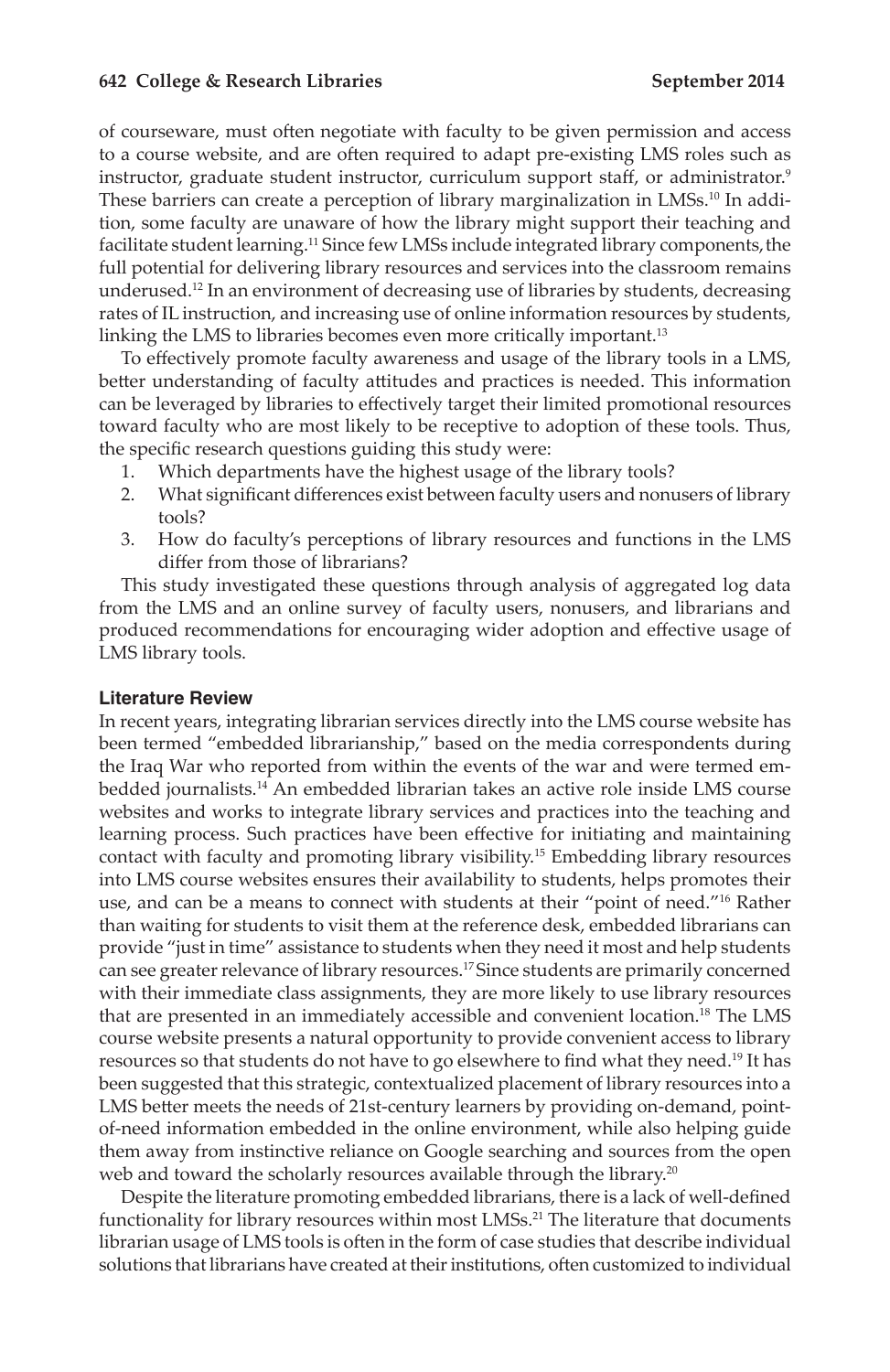of courseware, must often negotiate with faculty to be given permission and access to a course website, and are often required to adapt pre-existing LMS roles such as instructor, graduate student instructor, curriculum support staff, or administrator.[9] These barriers can create a perception of library marginalization in LMSs.[10] In addition, some faculty are unaware of how the library might support their teaching and facilitate student learning.[11] Since few LMSs include integrated library components, the full potential for delivering library resources and services into the classroom remains underused.[12] In an environment of decreasing use of libraries by students, decreasing rates of IL instruction, and increasing use of online information resources by students, linking the LMS to libraries becomes even more critically important.[13]

To effectively promote faculty awareness and usage of the library tools in a LMS, better understanding of faculty attitudes and practices is needed. This information can be leveraged by libraries to effectively target their limited promotional resources toward faculty who are most likely to be receptive to adoption of these tools. Thus, the specific research questions guiding this study were:

1. Which departments have the highest usage of the library tools?
2. What significant differences exist between faculty users and nonusers of library tools?
3. How do faculty's perceptions of library resources and functions in the LMS differ from those of librarians?

This study investigated these questions through analysis of aggregated log data from the LMS and an online survey of faculty users, nonusers, and librarians and produced recommendations for encouraging wider adoption and effective usage of LMS library tools.

## Literature Review

In recent years, integrating librarian services directly into the LMS course website has been termed "embedded librarianship," based on the media correspondents during the Iraq War who reported from within the events of the war and were termed embedded journalists.[14] An embedded librarian takes an active role inside LMS course websites and works to integrate library services and practices into the teaching and learning process. Such practices have been effective for initiating and maintaining contact with faculty and promoting library visibility.[15] Embedding library resources into LMS course websites ensures their availability to students, helps promotes their use, and can be a means to connect with students at their "point of need."[16] Rather than waiting for students to visit them at the reference desk, embedded librarians can provide "just in time" assistance to students when they need it most and help students can see greater relevance of library resources.[17] Since students are primarily concerned with their immediate class assignments, they are more likely to use library resources that are presented in an immediately accessible and convenient location.[18] The LMS course website presents a natural opportunity to provide convenient access to library resources so that students do not have to go elsewhere to find what they need.[19] It has been suggested that this strategic, contextualized placement of library resources into a LMS better meets the needs of 21st-century learners by providing on-demand, point-of-need information embedded in the online environment, while also helping guide them away from instinctive reliance on Google searching and sources from the open web and toward the scholarly resources available through the library.[20]

Despite the literature promoting embedded librarians, there is a lack of well-defined functionality for library resources within most LMSs.[21] The literature that documents librarian usage of LMS tools is often in the form of case studies that describe individual solutions that librarians have created at their institutions, often customized to individual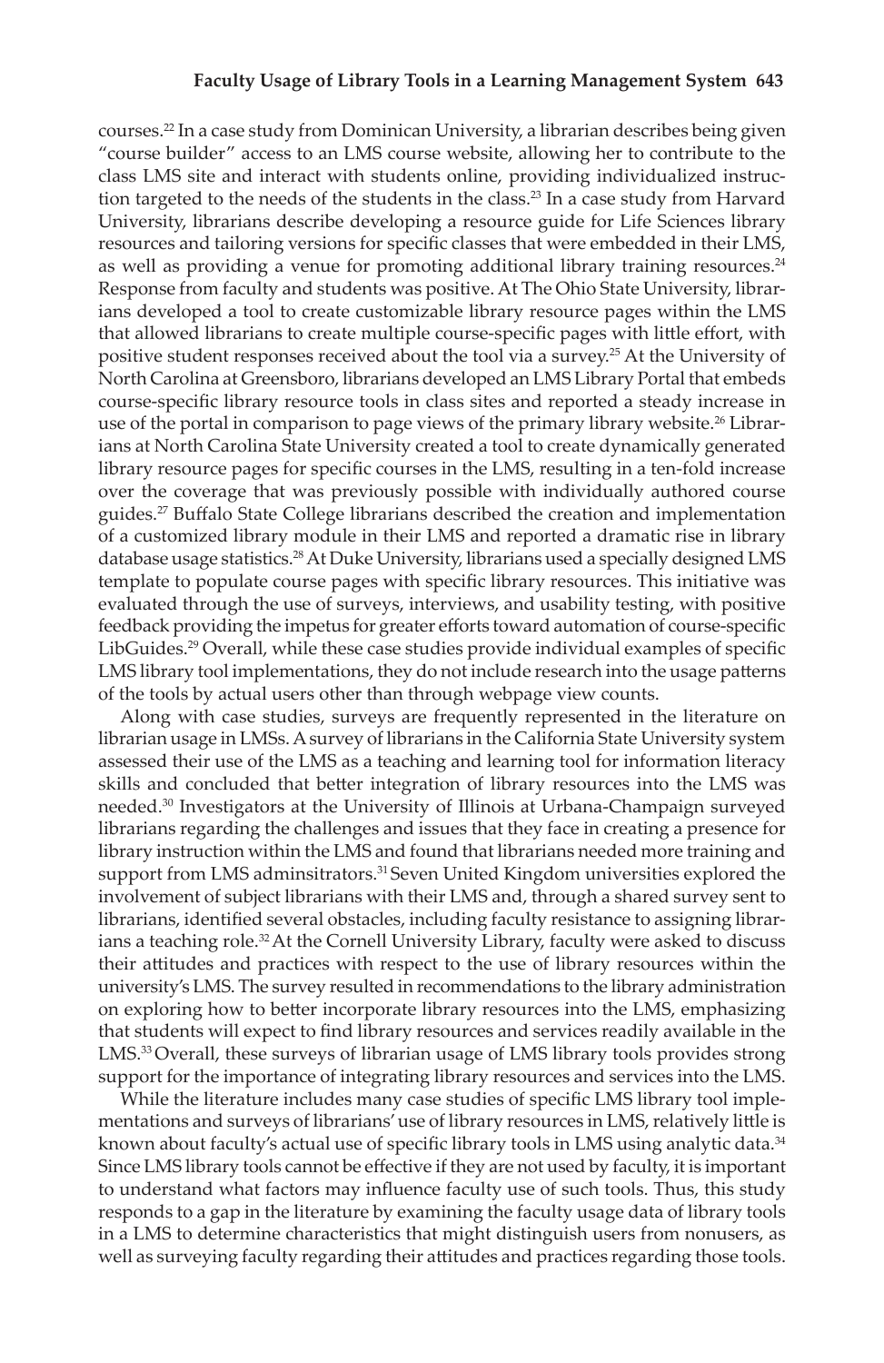courses.[22] In a case study from Dominican University, a librarian describes being given "course builder" access to an LMS course website, allowing her to contribute to the class LMS site and interact with students online, providing individualized instruction targeted to the needs of the students in the class.[23] In a case study from Harvard University, librarians describe developing a resource guide for Life Sciences library resources and tailoring versions for specific classes that were embedded in their LMS, as well as providing a venue for promoting additional library training resources.[24] Response from faculty and students was positive. At The Ohio State University, librarians developed a tool to create customizable library resource pages within the LMS that allowed librarians to create multiple course-specific pages with little effort, with positive student responses received about the tool via a survey.[25] At the University of North Carolina at Greensboro, librarians developed an LMS Library Portal that embeds course-specific library resource tools in class sites and reported a steady increase in use of the portal in comparison to page views of the primary library website.[26] Librarians at North Carolina State University created a tool to create dynamically generated library resource pages for specific courses in the LMS, resulting in a ten-fold increase over the coverage that was previously possible with individually authored course guides.[27] Buffalo State College librarians described the creation and implementation of a customized library module in their LMS and reported a dramatic rise in library database usage statistics.[28] At Duke University, librarians used a specially designed LMS template to populate course pages with specific library resources. This initiative was evaluated through the use of surveys, interviews, and usability testing, with positive feedback providing the impetus for greater efforts toward automation of course-specific LibGuides.[29] Overall, while these case studies provide individual examples of specific LMS library tool implementations, they do not include research into the usage patterns of the tools by actual users other than through webpage view counts.

Along with case studies, surveys are frequently represented in the literature on librarian usage in LMSs. A survey of librarians in the California State University system assessed their use of the LMS as a teaching and learning tool for information literacy skills and concluded that better integration of library resources into the LMS was needed.[30] Investigators at the University of Illinois at Urbana-Champaign surveyed librarians regarding the challenges and issues that they face in creating a presence for library instruction within the LMS and found that librarians needed more training and support from LMS adminsitrators.[31] Seven United Kingdom universities explored the involvement of subject librarians with their LMS and, through a shared survey sent to librarians, identified several obstacles, including faculty resistance to assigning librarians a teaching role.[32] At the Cornell University Library, faculty were asked to discuss their attitudes and practices with respect to the use of library resources within the university's LMS. The survey resulted in recommendations to the library administration on exploring how to better incorporate library resources into the LMS, emphasizing that students will expect to find library resources and services readily available in the LMS.[33] Overall, these surveys of librarian usage of LMS library tools provides strong support for the importance of integrating library resources and services into the LMS.

While the literature includes many case studies of specific LMS library tool implementations and surveys of librarians' use of library resources in LMS, relatively little is known about faculty's actual use of specific library tools in LMS using analytic data.[34] Since LMS library tools cannot be effective if they are not used by faculty, it is important to understand what factors may influence faculty use of such tools. Thus, this study responds to a gap in the literature by examining the faculty usage data of library tools in a LMS to determine characteristics that might distinguish users from nonusers, as well as surveying faculty regarding their attitudes and practices regarding those tools.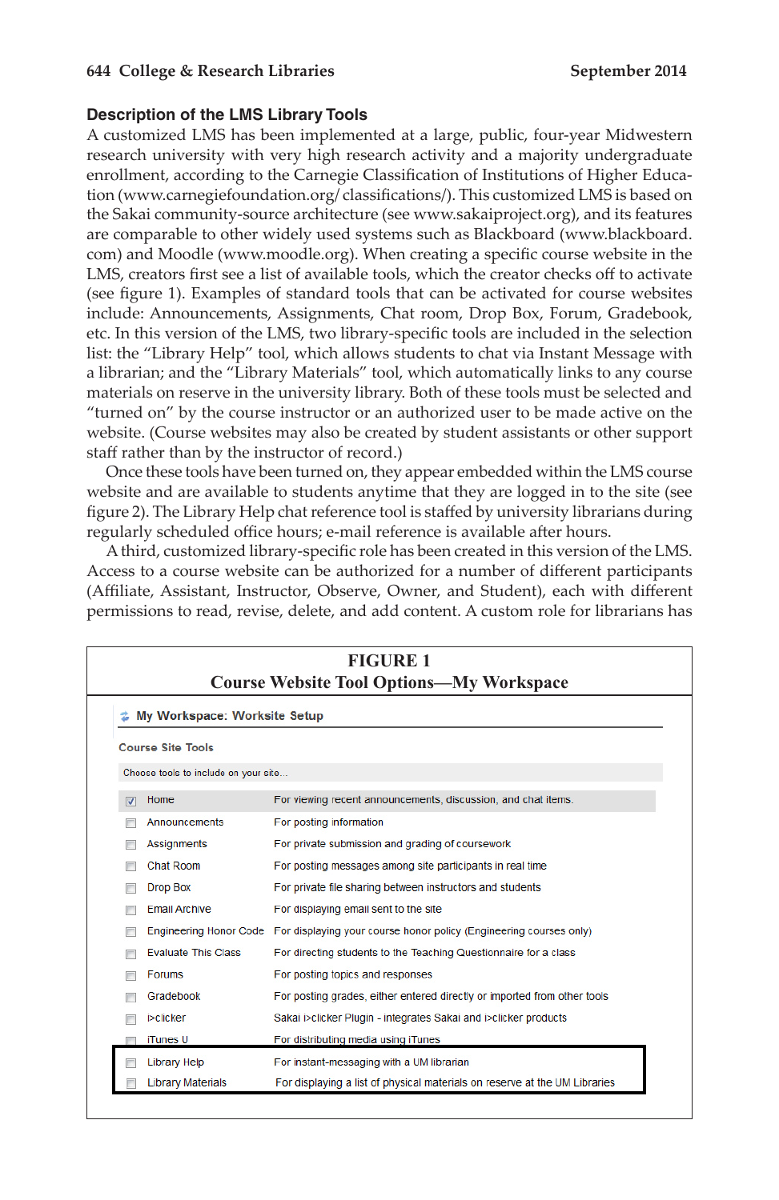### Description of the LMS Library Tools

A customized LMS has been implemented at a large, public, four-year Midwestern research university with very high research activity and a majority undergraduate enrollment, according to the Carnegie Classification of Institutions of Higher Education (www.carnegiefoundation.org/ classifications/). This customized LMS is based on the Sakai community-source architecture (see www.sakaiproject.org), and its features are comparable to other widely used systems such as Blackboard (www.blackboard.com) and Moodle (www.moodle.org). When creating a specific course website in the LMS, creators first see a list of available tools, which the creator checks off to activate (see figure 1). Examples of standard tools that can be activated for course websites include: Announcements, Assignments, Chat room, Drop Box, Forum, Gradebook, etc. In this version of the LMS, two library-specific tools are included in the selection list: the "Library Help" tool, which allows students to chat via Instant Message with a librarian; and the "Library Materials" tool, which automatically links to any course materials on reserve in the university library. Both of these tools must be selected and "turned on" by the course instructor or an authorized user to be made active on the website. (Course websites may also be created by student assistants or other support staff rather than by the instructor of record.)

Once these tools have been turned on, they appear embedded within the LMS course website and are available to students anytime that they are logged in to the site (see figure 2). The Library Help chat reference tool is staffed by university librarians during regularly scheduled office hours; e-mail reference is available after hours.

A third, customized library-specific role has been created in this version of the LMS. Access to a course website can be authorized for a number of different participants (Affiliate, Assistant, Instructor, Observe, Owner, and Student), each with different permissions to read, revise, delete, and add content. A custom role for librarians has

**FIGURE 1**
**Course Website Tool Options—My Workspace**

**My Workspace: Worksite Setup**

**Course Site Tools**

Choose tools to include on your site...

| | | |
|---|---|---|
| ☑ | Home | For viewing recent announcements, discussion, and chat items. |
| ☐ | Announcements | For posting information |
| ☐ | Assignments | For private submission and grading of coursework |
| ☐ | Chat Room | For posting messages among site participants in real time |
| ☐ | Drop Box | For private file sharing between instructors and students |
| ☐ | Email Archive | For displaying email sent to the site |
| ☐ | Engineering Honor Code | For displaying your course honor policy (Engineering courses only) |
| ☐ | Evaluate This Class | For directing students to the Teaching Questionnaire for a class |
| ☐ | Forums | For posting topics and responses |
| ☐ | Gradebook | For posting grades, either entered directly or imported from other tools |
| ☐ | i>clicker | Sakai i>clicker Plugin - integrates Sakai and i>clicker products |
| ☐ | iTunes U | For distributing media using iTunes |
| ☐ | Library Help | For instant-messaging with a UM librarian |
| ☐ | Library Materials | For displaying a list of physical materials on reserve at the UM Libraries |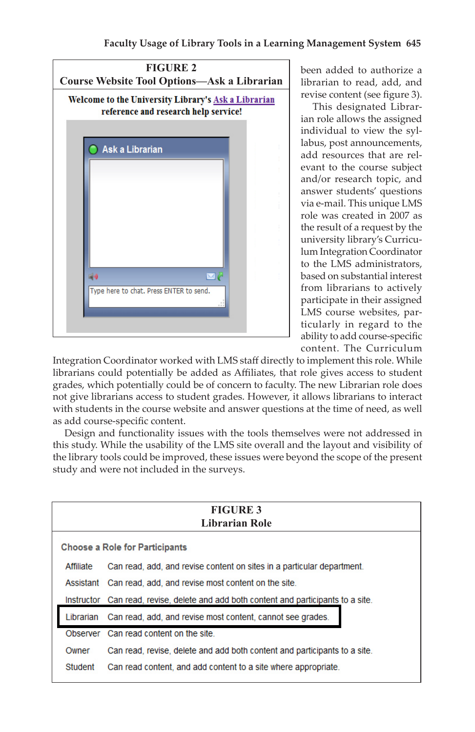**FIGURE 2**
**Course Website Tool Options—Ask a Librarian**

**Welcome to the University Library's Ask a Librarian reference and research help service!**

Ask a Librarian

Type here to chat. Press ENTER to send.

been added to authorize a librarian to read, add, and revise content (see figure 3).

This designated Librarian role allows the assigned individual to view the syllabus, post announcements, add resources that are relevant to the course subject and/or research topic, and answer students' questions via e-mail. This unique LMS role was created in 2007 as the result of a request by the university library's Curriculum Integration Coordinator to the LMS administrators, based on substantial interest from librarians to actively participate in their assigned LMS course websites, particularly in regard to the ability to add course-specific content. The Curriculum Integration Coordinator worked with LMS staff directly to implement this role. While librarians could potentially be added as Affiliates, that role gives access to student grades, which potentially could be of concern to faculty. The new Librarian role does not give librarians access to student grades. However, it allows librarians to interact with students in the course website and answer questions at the time of need, as well as add course-specific content.

Design and functionality issues with the tools themselves were not addressed in this study. While the usability of the LMS site overall and the layout and visibility of the library tools could be improved, these issues were beyond the scope of the present study and were not included in the surveys.

**FIGURE 3**
**Librarian Role**

**Choose a Role for Participants**

| Role | Description |
|---|---|
| Affiliate | Can read, add, and revise content on sites in a particular department. |
| Assistant | Can read, add, and revise most content on the site. |
| Instructor | Can read, revise, delete and add both content and participants to a site. |
| Librarian | Can read, add, and revise most content, cannot see grades. |
| Observer | Can read content on the site. |
| Owner | Can read, revise, delete and add both content and participants to a site. |
| Student | Can read content, and add content to a site where appropriate. |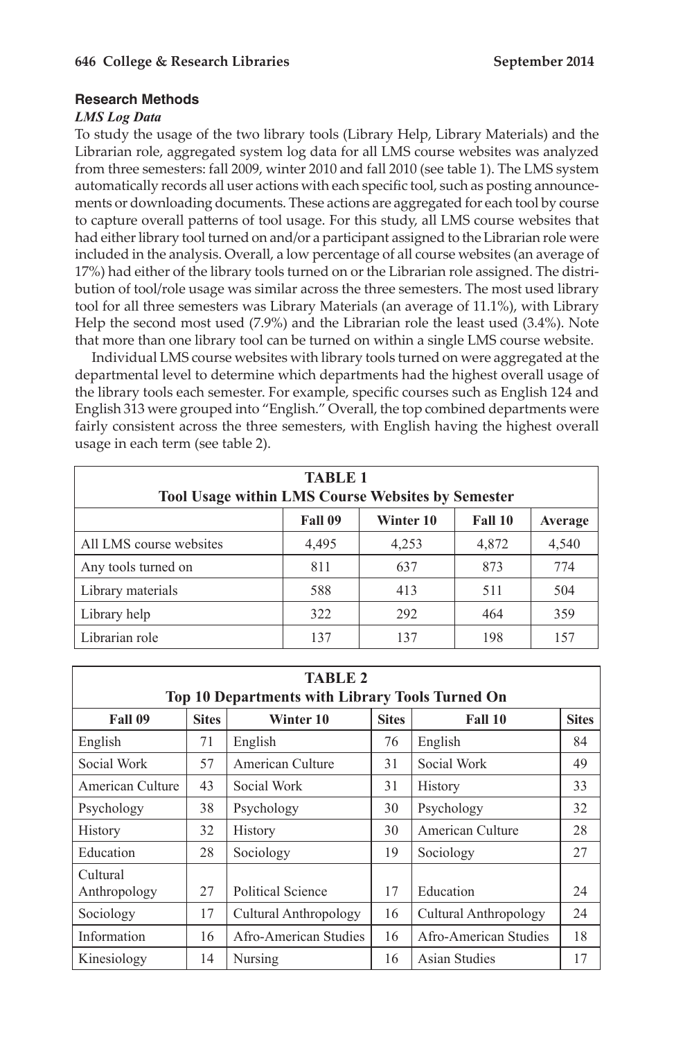## Research Methods

### *LMS Log Data*

To study the usage of the two library tools (Library Help, Library Materials) and the Librarian role, aggregated system log data for all LMS course websites was analyzed from three semesters: fall 2009, winter 2010 and fall 2010 (see table 1). The LMS system automatically records all user actions with each specific tool, such as posting announcements or downloading documents. These actions are aggregated for each tool by course to capture overall patterns of tool usage. For this study, all LMS course websites that had either library tool turned on and/or a participant assigned to the Librarian role were included in the analysis. Overall, a low percentage of all course websites (an average of 17%) had either of the library tools turned on or the Librarian role assigned. The distribution of tool/role usage was similar across the three semesters. The most used library tool for all three semesters was Library Materials (an average of 11.1%), with Library Help the second most used (7.9%) and the Librarian role the least used (3.4%). Note that more than one library tool can be turned on within a single LMS course website.

Individual LMS course websites with library tools turned on were aggregated at the departmental level to determine which departments had the highest overall usage of the library tools each semester. For example, specific courses such as English 124 and English 313 were grouped into "English." Overall, the top combined departments were fairly consistent across the three semesters, with English having the highest overall usage in each term (see table 2).

**TABLE 1**
**Tool Usage within LMS Course Websites by Semester**

| | Fall 09 | Winter 10 | Fall 10 | Average |
|---|---|---|---|---|
| All LMS course websites | 4,495 | 4,253 | 4,872 | 4,540 |
| Any tools turned on | 811 | 637 | 873 | 774 |
| Library materials | 588 | 413 | 511 | 504 |
| Library help | 322 | 292 | 464 | 359 |
| Librarian role | 137 | 137 | 198 | 157 |

**TABLE 2**
**Top 10 Departments with Library Tools Turned On**

| Fall 09 | Sites | Winter 10 | Sites | Fall 10 | Sites |
|---|---|---|---|---|---|
| English | 71 | English | 76 | English | 84 |
| Social Work | 57 | American Culture | 31 | Social Work | 49 |
| American Culture | 43 | Social Work | 31 | History | 33 |
| Psychology | 38 | Psychology | 30 | Psychology | 32 |
| History | 32 | History | 30 | American Culture | 28 |
| Education | 28 | Sociology | 19 | Sociology | 27 |
| Cultural Anthropology | 27 | Political Science | 17 | Education | 24 |
| Sociology | 17 | Cultural Anthropology | 16 | Cultural Anthropology | 24 |
| Information | 16 | Afro-American Studies | 16 | Afro-American Studies | 18 |
| Kinesiology | 14 | Nursing | 16 | Asian Studies | 17 |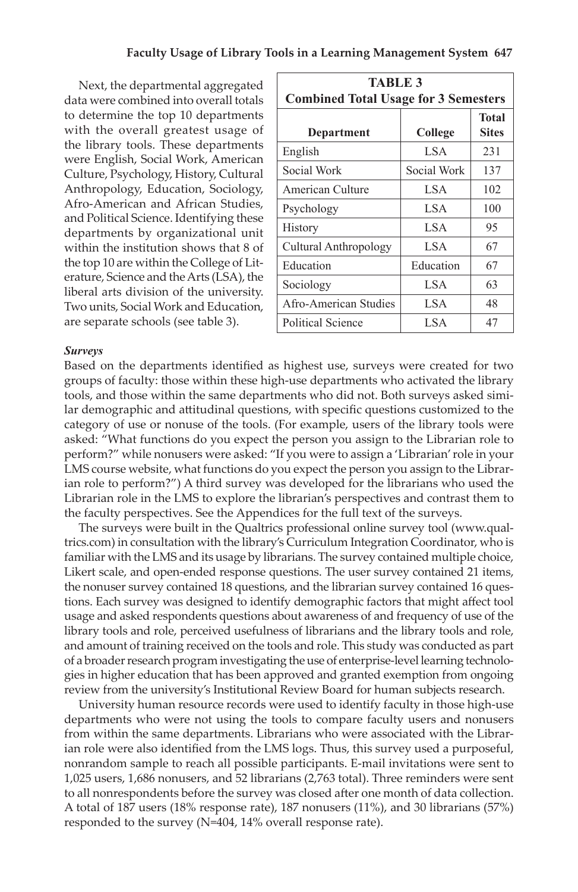Next, the departmental aggregated data were combined into overall totals to determine the top 10 departments with the overall greatest usage of the library tools. These departments were English, Social Work, American Culture, Psychology, History, Cultural Anthropology, Education, Sociology, Afro-American and African Studies, and Political Science. Identifying these departments by organizational unit within the institution shows that 8 of the top 10 are within the College of Literature, Science and the Arts (LSA), the liberal arts division of the university. Two units, Social Work and Education, are separate schools (see table 3).

**TABLE 3**
**Combined Total Usage for 3 Semesters**

| Department | College | Total Sites |
|---|---|---|
| English | LSA | 231 |
| Social Work | Social Work | 137 |
| American Culture | LSA | 102 |
| Psychology | LSA | 100 |
| History | LSA | 95 |
| Cultural Anthropology | LSA | 67 |
| Education | Education | 67 |
| Sociology | LSA | 63 |
| Afro-American Studies | LSA | 48 |
| Political Science | LSA | 47 |

***Surveys***

Based on the departments identified as highest use, surveys were created for two groups of faculty: those within these high-use departments who activated the library tools, and those within the same departments who did not. Both surveys asked similar demographic and attitudinal questions, with specific questions customized to the category of use or nonuse of the tools. (For example, users of the library tools were asked: "What functions do you expect the person you assign to the Librarian role to perform?" while nonusers were asked: "If you were to assign a 'Librarian' role in your LMS course website, what functions do you expect the person you assign to the Librarian role to perform?") A third survey was developed for the librarians who used the Librarian role in the LMS to explore the librarian's perspectives and contrast them to the faculty perspectives. See the Appendices for the full text of the surveys.

The surveys were built in the Qualtrics professional online survey tool (www.qualtrics.com) in consultation with the library's Curriculum Integration Coordinator, who is familiar with the LMS and its usage by librarians. The survey contained multiple choice, Likert scale, and open-ended response questions. The user survey contained 21 items, the nonuser survey contained 18 questions, and the librarian survey contained 16 questions. Each survey was designed to identify demographic factors that might affect tool usage and asked respondents questions about awareness of and frequency of use of the library tools and role, perceived usefulness of librarians and the library tools and role, and amount of training received on the tools and role. This study was conducted as part of a broader research program investigating the use of enterprise-level learning technologies in higher education that has been approved and granted exemption from ongoing review from the university's Institutional Review Board for human subjects research.

University human resource records were used to identify faculty in those high-use departments who were not using the tools to compare faculty users and nonusers from within the same departments. Librarians who were associated with the Librarian role were also identified from the LMS logs. Thus, this survey used a purposeful, nonrandom sample to reach all possible participants. E-mail invitations were sent to 1,025 users, 1,686 nonusers, and 52 librarians (2,763 total). Three reminders were sent to all nonrespondents before the survey was closed after one month of data collection. A total of 187 users (18% response rate), 187 nonusers (11%), and 30 librarians (57%) responded to the survey (N=404, 14% overall response rate).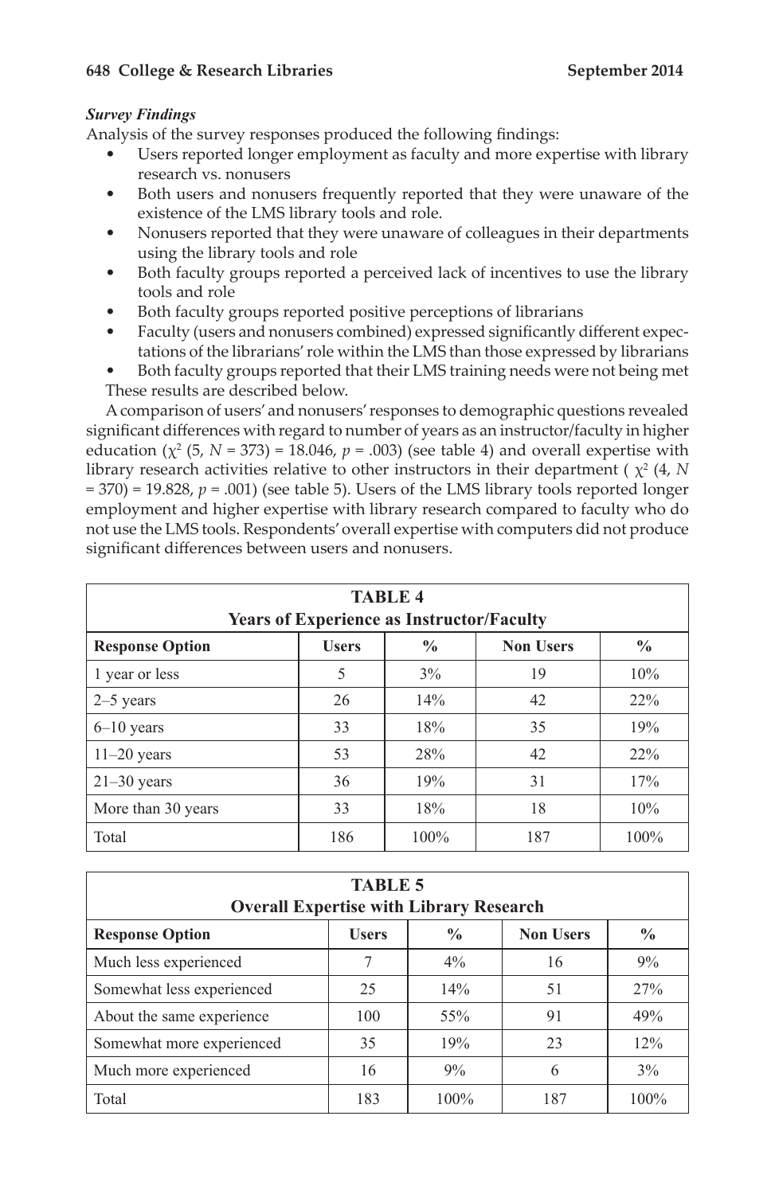***Survey Findings***

Analysis of the survey responses produced the following findings:

- Users reported longer employment as faculty and more expertise with library research vs. nonusers
- Both users and nonusers frequently reported that they were unaware of the existence of the LMS library tools and role.
- Nonusers reported that they were unaware of colleagues in their departments using the library tools and role
- Both faculty groups reported a perceived lack of incentives to use the library tools and role
- Both faculty groups reported positive perceptions of librarians
- Faculty (users and nonusers combined) expressed significantly different expectations of the librarians' role within the LMS than those expressed by librarians
- Both faculty groups reported that their LMS training needs were not being met

These results are described below.

A comparison of users' and nonusers' responses to demographic questions revealed significant differences with regard to number of years as an instructor/faculty in higher education ($\chi^2$ (5, $N$ = 373) = 18.046, $p$ = .003) (see table 4) and overall expertise with library research activities relative to other instructors in their department ($\chi^2$ (4, $N$ = 370) = 19.828, $p$ = .001) (see table 5). Users of the LMS library tools reported longer employment and higher expertise with library research compared to faculty who do not use the LMS tools. Respondents' overall expertise with computers did not produce significant differences between users and nonusers.

**TABLE 4**
**Years of Experience as Instructor/Faculty**

| Response Option | Users | % | Non Users | % |
|---|---|---|---|---|
| 1 year or less | 5 | 3% | 19 | 10% |
| 2–5 years | 26 | 14% | 42 | 22% |
| 6–10 years | 33 | 18% | 35 | 19% |
| 11–20 years | 53 | 28% | 42 | 22% |
| 21–30 years | 36 | 19% | 31 | 17% |
| More than 30 years | 33 | 18% | 18 | 10% |
| Total | 186 | 100% | 187 | 100% |

**TABLE 5**
**Overall Expertise with Library Research**

| Response Option | Users | % | Non Users | % |
|---|---|---|---|---|
| Much less experienced | 7 | 4% | 16 | 9% |
| Somewhat less experienced | 25 | 14% | 51 | 27% |
| About the same experience | 100 | 55% | 91 | 49% |
| Somewhat more experienced | 35 | 19% | 23 | 12% |
| Much more experienced | 16 | 9% | 6 | 3% |
| Total | 183 | 100% | 187 | 100% |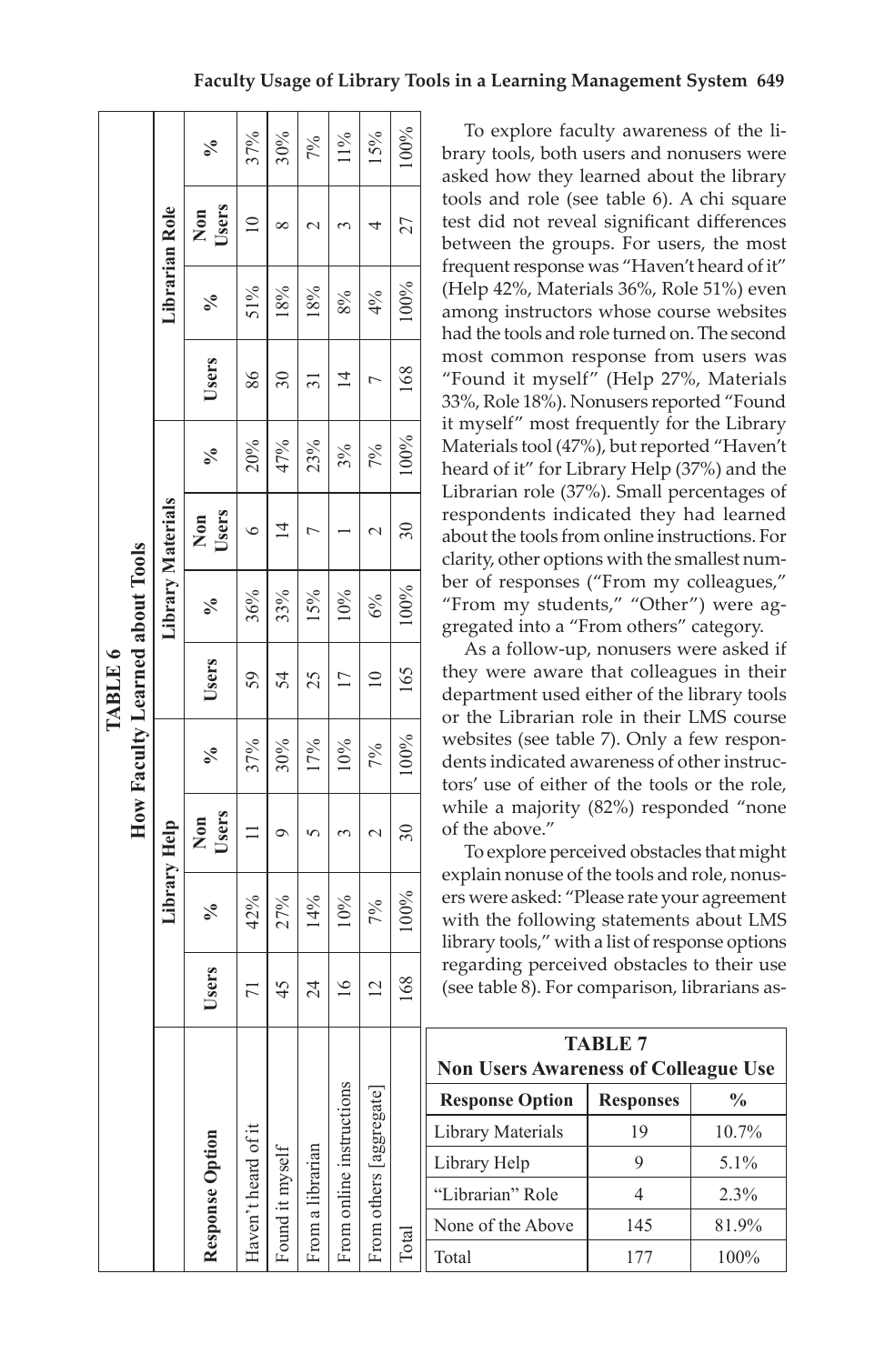**TABLE 6**
**How Faculty Learned about Tools**

| Response Option | Library Help | | | | Library Materials | | | | Librarian Role | | | |
|---|---|---|---|---|---|---|---|---|---|---|---|---|
| | Users | % | Non Users | % | Users | % | Non Users | % | Users | % | Non Users | % |
| Haven't heard of it | 71 | 42% | 11 | 37% | 59 | 36% | 6 | 20% | 86 | 51% | 10 | 37% |
| Found it myself | 45 | 27% | 9 | 30% | 54 | 33% | 14 | 47% | 30 | 18% | 8 | 30% |
| From a librarian | 24 | 14% | 5 | 17% | 25 | 15% | 7 | 23% | 31 | 18% | 2 | 7% |
| From online instructions | 16 | 10% | 3 | 10% | 17 | 10% | 1 | 3% | 14 | 8% | 3 | 11% |
| From others [aggregate] | 12 | 7% | 2 | 7% | 10 | 6% | 2 | 7% | 7 | 4% | 4 | 15% |
| Total | 168 | 100% | 30 | 100% | 165 | 100% | 30 | 100% | 168 | 100% | 27 | 100% |

To explore faculty awareness of the library tools, both users and nonusers were asked how they learned about the library tools and role (see table 6). A chi square test did not reveal significant differences between the groups. For users, the most frequent response was "Haven't heard of it" (Help 42%, Materials 36%, Role 51%) even among instructors whose course websites had the tools and role turned on. The second most common response from users was "Found it myself" (Help 27%, Materials 33%, Role 18%). Nonusers reported "Found it myself" most frequently for the Library Materials tool (47%), but reported "Haven't heard of it" for Library Help (37%) and the Librarian role (37%). Small percentages of respondents indicated they had learned about the tools from online instructions. For clarity, other options with the smallest number of responses ("From my colleagues," "From my students," "Other") were aggregated into a "From others" category.

As a follow-up, nonusers were asked if they were aware that colleagues in their department used either of the library tools or the Librarian role in their LMS course websites (see table 7). Only a few respondents indicated awareness of other instructors' use of either of the tools or the role, while a majority (82%) responded "none of the above."

To explore perceived obstacles that might explain nonuse of the tools and role, nonusers were asked: "Please rate your agreement with the following statements about LMS library tools," with a list of response options regarding perceived obstacles to their use (see table 8). For comparison, librarians as-

**TABLE 7**
**Non Users Awareness of Colleague Use**

| Response Option | Responses | % |
|---|---|---|
| Library Materials | 19 | 10.7% |
| Library Help | 9 | 5.1% |
| "Librarian" Role | 4 | 2.3% |
| None of the Above | 145 | 81.9% |
| Total | 177 | 100% |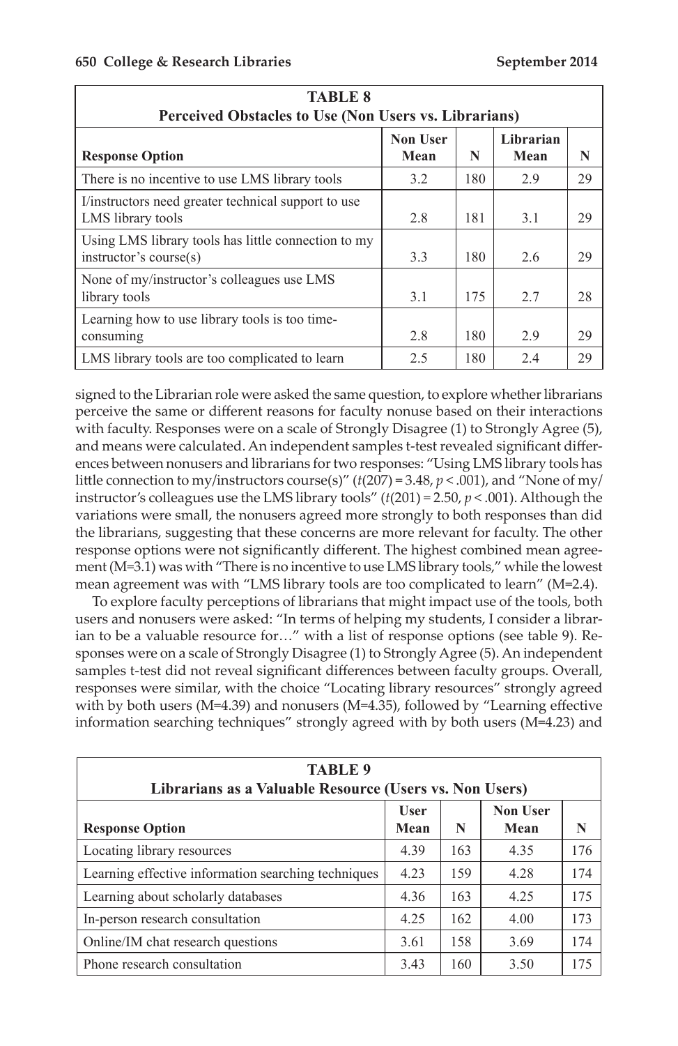**TABLE 8**
**Perceived Obstacles to Use (Non Users vs. Librarians)**

| Response Option | Non User Mean | N | Librarian Mean | N |
|---|---|---|---|---|
| There is no incentive to use LMS library tools | 3.2 | 180 | 2.9 | 29 |
| I/instructors need greater technical support to use LMS library tools | 2.8 | 181 | 3.1 | 29 |
| Using LMS library tools has little connection to my instructor's course(s) | 3.3 | 180 | 2.6 | 29 |
| None of my/instructor's colleagues use LMS library tools | 3.1 | 175 | 2.7 | 28 |
| Learning how to use library tools is too time-consuming | 2.8 | 180 | 2.9 | 29 |
| LMS library tools are too complicated to learn | 2.5 | 180 | 2.4 | 29 |

signed to the Librarian role were asked the same question, to explore whether librarians perceive the same or different reasons for faculty nonuse based on their interactions with faculty. Responses were on a scale of Strongly Disagree (1) to Strongly Agree (5), and means were calculated. An independent samples t-test revealed significant differences between nonusers and librarians for two responses: "Using LMS library tools has little connection to my/instructors course(s)" ($t(207) = 3.48$, $p < .001$), and "None of my/instructor's colleagues use the LMS library tools" ($t(201) = 2.50$, $p < .001$). Although the variations were small, the nonusers agreed more strongly to both responses than did the librarians, suggesting that these concerns are more relevant for faculty. The other response options were not significantly different. The highest combined mean agreement (M=3.1) was with "There is no incentive to use LMS library tools," while the lowest mean agreement was with "LMS library tools are too complicated to learn" (M=2.4).

To explore faculty perceptions of librarians that might impact use of the tools, both users and nonusers were asked: "In terms of helping my students, I consider a librarian to be a valuable resource for…" with a list of response options (see table 9). Responses were on a scale of Strongly Disagree (1) to Strongly Agree (5). An independent samples t-test did not reveal significant differences between faculty groups. Overall, responses were similar, with the choice "Locating library resources" strongly agreed with by both users (M=4.39) and nonusers (M=4.35), followed by "Learning effective information searching techniques" strongly agreed with by both users (M=4.23) and

**TABLE 9**
**Librarians as a Valuable Resource (Users vs. Non Users)**

| Response Option | User Mean | N | Non User Mean | N |
|---|---|---|---|---|
| Locating library resources | 4.39 | 163 | 4.35 | 176 |
| Learning effective information searching techniques | 4.23 | 159 | 4.28 | 174 |
| Learning about scholarly databases | 4.36 | 163 | 4.25 | 175 |
| In-person research consultation | 4.25 | 162 | 4.00 | 173 |
| Online/IM chat research questions | 3.61 | 158 | 3.69 | 174 |
| Phone research consultation | 3.43 | 160 | 3.50 | 175 |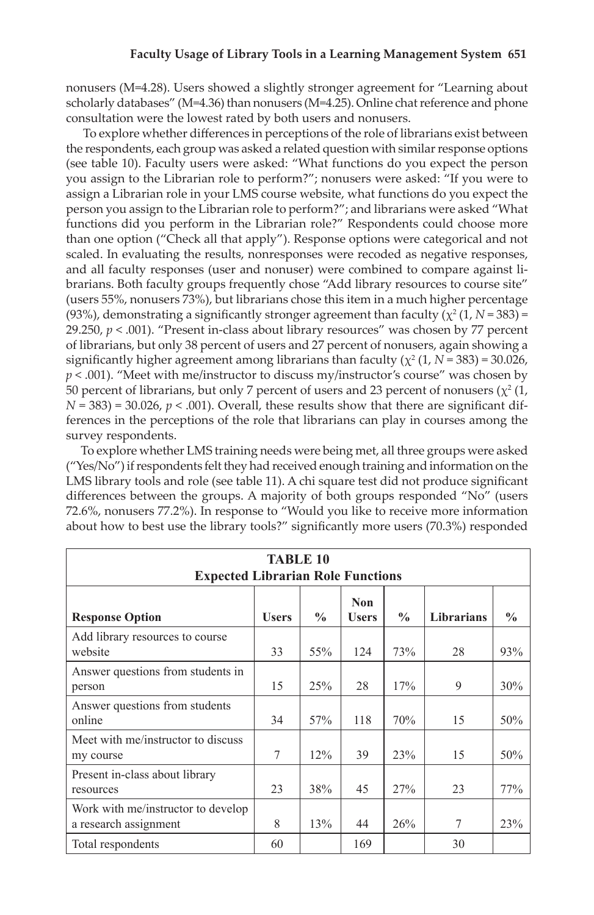nonusers (M=4.28). Users showed a slightly stronger agreement for "Learning about scholarly databases" (M=4.36) than nonusers (M=4.25). Online chat reference and phone consultation were the lowest rated by both users and nonusers.

To explore whether differences in perceptions of the role of librarians exist between the respondents, each group was asked a related question with similar response options (see table 10). Faculty users were asked: "What functions do you expect the person you assign to the Librarian role to perform?"; nonusers were asked: "If you were to assign a Librarian role in your LMS course website, what functions do you expect the person you assign to the Librarian role to perform?"; and librarians were asked "What functions did you perform in the Librarian role?" Respondents could choose more than one option ("Check all that apply"). Response options were categorical and not scaled. In evaluating the results, nonresponses were recoded as negative responses, and all faculty responses (user and nonuser) were combined to compare against librarians. Both faculty groups frequently chose "Add library resources to course site" (users 55%, nonusers 73%), but librarians chose this item in a much higher percentage (93%), demonstrating a significantly stronger agreement than faculty ($\chi^2$ (1, $N$ = 383) = 29.250, $p$ < .001). "Present in-class about library resources" was chosen by 77 percent of librarians, but only 38 percent of users and 27 percent of nonusers, again showing a significantly higher agreement among librarians than faculty ($\chi^2$ (1, $N$ = 383) = 30.026, $p$ < .001). "Meet with me/instructor to discuss my/instructor's course" was chosen by 50 percent of librarians, but only 7 percent of users and 23 percent of nonusers ($\chi^2$ (1, $N$ = 383) = 30.026, $p$ < .001). Overall, these results show that there are significant differences in the perceptions of the role that librarians can play in courses among the survey respondents.

To explore whether LMS training needs were being met, all three groups were asked ("Yes/No") if respondents felt they had received enough training and information on the LMS library tools and role (see table 11). A chi square test did not produce significant differences between the groups. A majority of both groups responded "No" (users 72.6%, nonusers 77.2%). In response to "Would you like to receive more information about how to best use the library tools?" significantly more users (70.3%) responded

**TABLE 10**
**Expected Librarian Role Functions**

| Response Option | Users | % | Non Users | % | Librarians | % |
|---|---|---|---|---|---|---|
| Add library resources to course website | 33 | 55% | 124 | 73% | 28 | 93% |
| Answer questions from students in person | 15 | 25% | 28 | 17% | 9 | 30% |
| Answer questions from students online | 34 | 57% | 118 | 70% | 15 | 50% |
| Meet with me/instructor to discuss my course | 7 | 12% | 39 | 23% | 15 | 50% |
| Present in-class about library resources | 23 | 38% | 45 | 27% | 23 | 77% |
| Work with me/instructor to develop a research assignment | 8 | 13% | 44 | 26% | 7 | 23% |
| Total respondents | 60 | | 169 | | 30 | |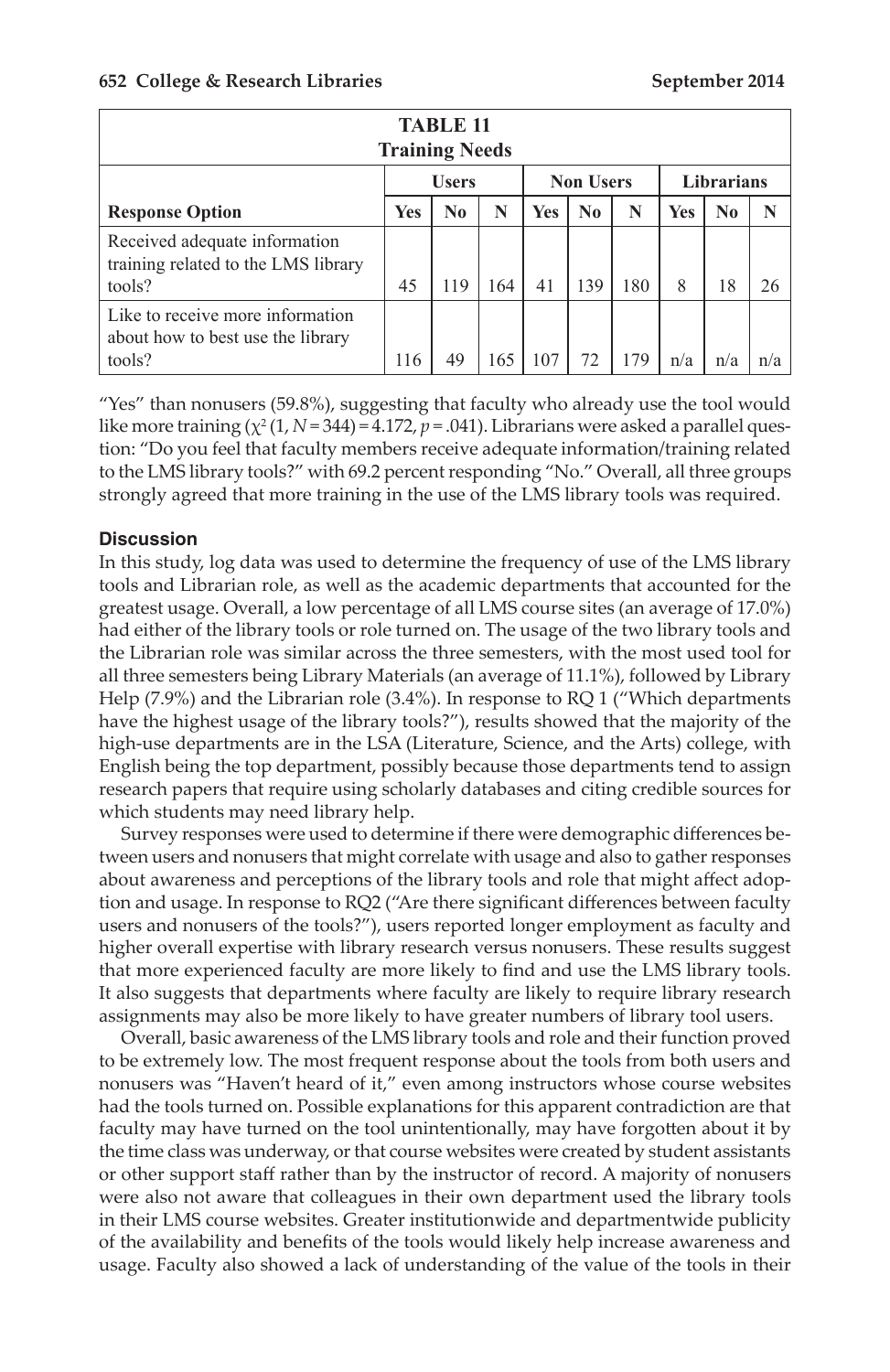**TABLE 11**
**Training Needs**

| Response Option | Users | | | Non Users | | | Librarians | | |
|---|---|---|---|---|---|---|---|---|---|
| | Yes | No | N | Yes | No | N | Yes | No | N |
| Received adequate information training related to the LMS library tools? | 45 | 119 | 164 | 41 | 139 | 180 | 8 | 18 | 26 |
| Like to receive more information about how to best use the library tools? | 116 | 49 | 165 | 107 | 72 | 179 | n/a | n/a | n/a |

"Yes" than nonusers (59.8%), suggesting that faculty who already use the tool would like more training ($\chi^2$ (1, $N$ = 344) = 4.172, $p$ = .041). Librarians were asked a parallel question: "Do you feel that faculty members receive adequate information/training related to the LMS library tools?" with 69.2 percent responding "No." Overall, all three groups strongly agreed that more training in the use of the LMS library tools was required.

## Discussion

In this study, log data was used to determine the frequency of use of the LMS library tools and Librarian role, as well as the academic departments that accounted for the greatest usage. Overall, a low percentage of all LMS course sites (an average of 17.0%) had either of the library tools or role turned on. The usage of the two library tools and the Librarian role was similar across the three semesters, with the most used tool for all three semesters being Library Materials (an average of 11.1%), followed by Library Help (7.9%) and the Librarian role (3.4%). In response to RQ 1 ("Which departments have the highest usage of the library tools?"), results showed that the majority of the high-use departments are in the LSA (Literature, Science, and the Arts) college, with English being the top department, possibly because those departments tend to assign research papers that require using scholarly databases and citing credible sources for which students may need library help.

Survey responses were used to determine if there were demographic differences between users and nonusers that might correlate with usage and also to gather responses about awareness and perceptions of the library tools and role that might affect adoption and usage. In response to RQ2 ("Are there significant differences between faculty users and nonusers of the tools?"), users reported longer employment as faculty and higher overall expertise with library research versus nonusers. These results suggest that more experienced faculty are more likely to find and use the LMS library tools. It also suggests that departments where faculty are likely to require library research assignments may also be more likely to have greater numbers of library tool users.

Overall, basic awareness of the LMS library tools and role and their function proved to be extremely low. The most frequent response about the tools from both users and nonusers was "Haven't heard of it," even among instructors whose course websites had the tools turned on. Possible explanations for this apparent contradiction are that faculty may have turned on the tool unintentionally, may have forgotten about it by the time class was underway, or that course websites were created by student assistants or other support staff rather than by the instructor of record. A majority of nonusers were also not aware that colleagues in their own department used the library tools in their LMS course websites. Greater institutionwide and departmentwide publicity of the availability and benefits of the tools would likely help increase awareness and usage. Faculty also showed a lack of understanding of the value of the tools in their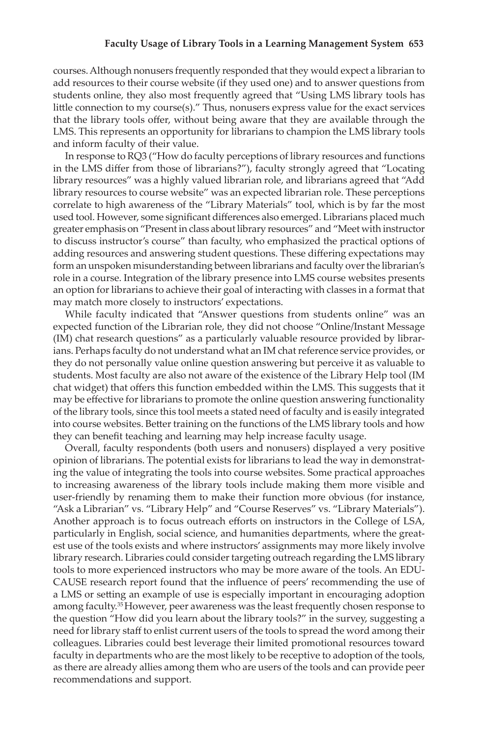courses. Although nonusers frequently responded that they would expect a librarian to add resources to their course website (if they used one) and to answer questions from students online, they also most frequently agreed that "Using LMS library tools has little connection to my course(s)." Thus, nonusers express value for the exact services that the library tools offer, without being aware that they are available through the LMS. This represents an opportunity for librarians to champion the LMS library tools and inform faculty of their value.

In response to RQ3 ("How do faculty perceptions of library resources and functions in the LMS differ from those of librarians?"), faculty strongly agreed that "Locating library resources" was a highly valued librarian role, and librarians agreed that "Add library resources to course website" was an expected librarian role. These perceptions correlate to high awareness of the "Library Materials" tool, which is by far the most used tool. However, some significant differences also emerged. Librarians placed much greater emphasis on "Present in class about library resources" and "Meet with instructor to discuss instructor's course" than faculty, who emphasized the practical options of adding resources and answering student questions. These differing expectations may form an unspoken misunderstanding between librarians and faculty over the librarian's role in a course. Integration of the library presence into LMS course websites presents an option for librarians to achieve their goal of interacting with classes in a format that may match more closely to instructors' expectations.

While faculty indicated that "Answer questions from students online" was an expected function of the Librarian role, they did not choose "Online/Instant Message (IM) chat research questions" as a particularly valuable resource provided by librarians. Perhaps faculty do not understand what an IM chat reference service provides, or they do not personally value online question answering but perceive it as valuable to students. Most faculty are also not aware of the existence of the Library Help tool (IM chat widget) that offers this function embedded within the LMS. This suggests that it may be effective for librarians to promote the online question answering functionality of the library tools, since this tool meets a stated need of faculty and is easily integrated into course websites. Better training on the functions of the LMS library tools and how they can benefit teaching and learning may help increase faculty usage.

Overall, faculty respondents (both users and nonusers) displayed a very positive opinion of librarians. The potential exists for librarians to lead the way in demonstrating the value of integrating the tools into course websites. Some practical approaches to increasing awareness of the library tools include making them more visible and user-friendly by renaming them to make their function more obvious (for instance, "Ask a Librarian" vs. "Library Help" and "Course Reserves" vs. "Library Materials"). Another approach is to focus outreach efforts on instructors in the College of LSA, particularly in English, social science, and humanities departments, where the greatest use of the tools exists and where instructors' assignments may more likely involve library research. Libraries could consider targeting outreach regarding the LMS library tools to more experienced instructors who may be more aware of the tools. An EDUCAUSE research report found that the influence of peers' recommending the use of a LMS or setting an example of use is especially important in encouraging adoption among faculty.[35] However, peer awareness was the least frequently chosen response to the question "How did you learn about the library tools?" in the survey, suggesting a need for library staff to enlist current users of the tools to spread the word among their colleagues. Libraries could best leverage their limited promotional resources toward faculty in departments who are the most likely to be receptive to adoption of the tools, as there are already allies among them who are users of the tools and can provide peer recommendations and support.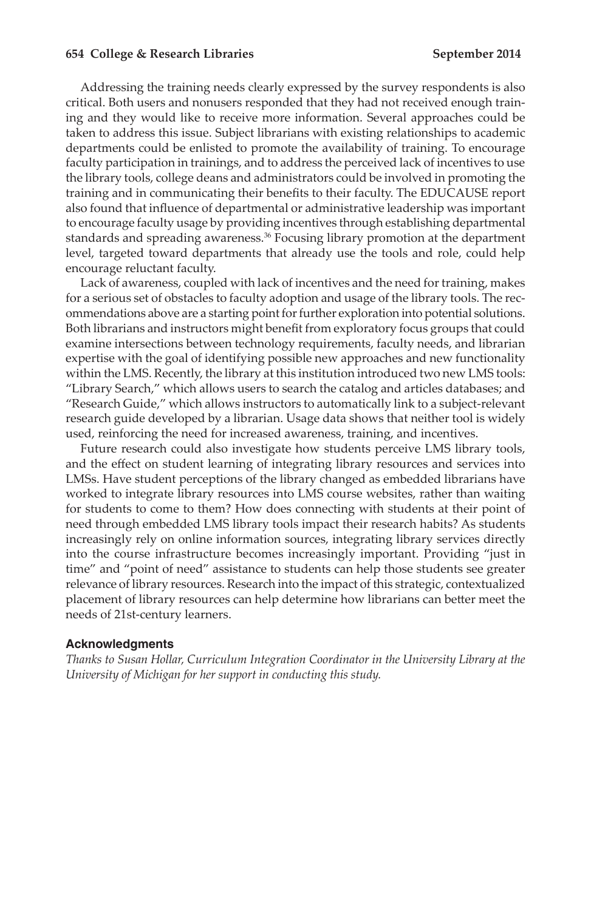Addressing the training needs clearly expressed by the survey respondents is also critical. Both users and nonusers responded that they had not received enough training and they would like to receive more information. Several approaches could be taken to address this issue. Subject librarians with existing relationships to academic departments could be enlisted to promote the availability of training. To encourage faculty participation in trainings, and to address the perceived lack of incentives to use the library tools, college deans and administrators could be involved in promoting the training and in communicating their benefits to their faculty. The EDUCAUSE report also found that influence of departmental or administrative leadership was important to encourage faculty usage by providing incentives through establishing departmental standards and spreading awareness.[36] Focusing library promotion at the department level, targeted toward departments that already use the tools and role, could help encourage reluctant faculty.

Lack of awareness, coupled with lack of incentives and the need for training, makes for a serious set of obstacles to faculty adoption and usage of the library tools. The recommendations above are a starting point for further exploration into potential solutions. Both librarians and instructors might benefit from exploratory focus groups that could examine intersections between technology requirements, faculty needs, and librarian expertise with the goal of identifying possible new approaches and new functionality within the LMS. Recently, the library at this institution introduced two new LMS tools: "Library Search," which allows users to search the catalog and articles databases; and "Research Guide," which allows instructors to automatically link to a subject-relevant research guide developed by a librarian. Usage data shows that neither tool is widely used, reinforcing the need for increased awareness, training, and incentives.

Future research could also investigate how students perceive LMS library tools, and the effect on student learning of integrating library resources and services into LMSs. Have student perceptions of the library changed as embedded librarians have worked to integrate library resources into LMS course websites, rather than waiting for students to come to them? How does connecting with students at their point of need through embedded LMS library tools impact their research habits? As students increasingly rely on online information sources, integrating library services directly into the course infrastructure becomes increasingly important. Providing "just in time" and "point of need" assistance to students can help those students see greater relevance of library resources. Research into the impact of this strategic, contextualized placement of library resources can help determine how librarians can better meet the needs of 21st-century learners.

### Acknowledgments

*Thanks to Susan Hollar, Curriculum Integration Coordinator in the University Library at the University of Michigan for her support in conducting this study.*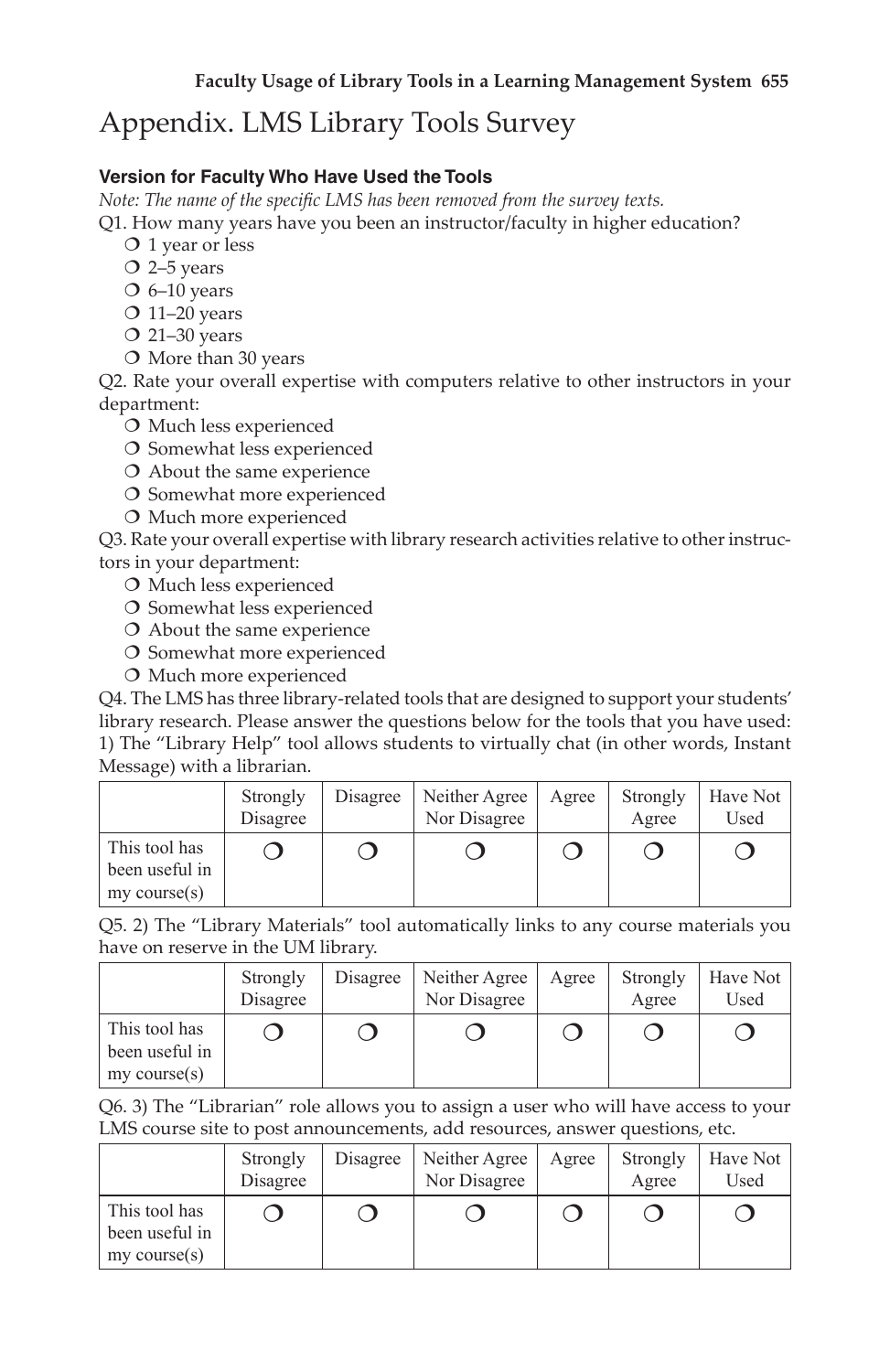# Appendix. LMS Library Tools Survey

### Version for Faculty Who Have Used the Tools

*Note: The name of the specific LMS has been removed from the survey texts.*

Q1. How many years have you been an instructor/faculty in higher education?

- ❍ 1 year or less
- ❍ 2–5 years
- ❍ 6–10 years
- ❍ 11–20 years
- ❍ 21–30 years
- ❍ More than 30 years

Q2. Rate your overall expertise with computers relative to other instructors in your department:

- ❍ Much less experienced
- ❍ Somewhat less experienced
- ❍ About the same experience
- ❍ Somewhat more experienced
- ❍ Much more experienced

Q3. Rate your overall expertise with library research activities relative to other instructors in your department:

- ❍ Much less experienced
- ❍ Somewhat less experienced
- ❍ About the same experience
- ❍ Somewhat more experienced
- ❍ Much more experienced

Q4. The LMS has three library-related tools that are designed to support your students' library research. Please answer the questions below for the tools that you have used: 1) The "Library Help" tool allows students to virtually chat (in other words, Instant Message) with a librarian.

| | Strongly Disagree | Disagree | Neither Agree Nor Disagree | Agree | Strongly Agree | Have Not Used |
|---|---|---|---|---|---|---|
| This tool has been useful in my course(s) | ❍ | ❍ | ❍ | ❍ | ❍ | ❍ |

Q5. 2) The "Library Materials" tool automatically links to any course materials you have on reserve in the UM library.

| | Strongly Disagree | Disagree | Neither Agree Nor Disagree | Agree | Strongly Agree | Have Not Used |
|---|---|---|---|---|---|---|
| This tool has been useful in my course(s) | ❍ | ❍ | ❍ | ❍ | ❍ | ❍ |

Q6. 3) The "Librarian" role allows you to assign a user who will have access to your LMS course site to post announcements, add resources, answer questions, etc.

| | Strongly Disagree | Disagree | Neither Agree Nor Disagree | Agree | Strongly Agree | Have Not Used |
|---|---|---|---|---|---|---|
| This tool has been useful in my course(s) | ❍ | ❍ | ❍ | ❍ | ❍ | ❍ |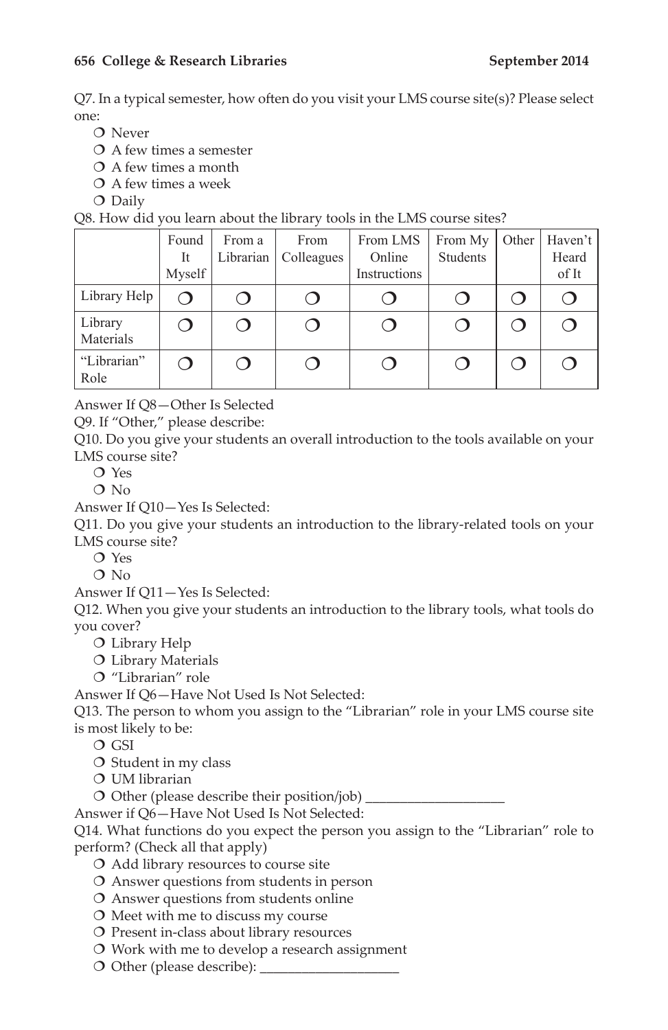Q7. In a typical semester, how often do you visit your LMS course site(s)? Please select one:

- ❍ Never
- ❍ A few times a semester
- ❍ A few times a month
- ❍ A few times a week
- ❍ Daily

Q8. How did you learn about the library tools in the LMS course sites?

| | Found It Myself | From a Librarian | From Colleagues | From LMS Online Instructions | From My Students | Other | Haven't Heard of It |
|---|---|---|---|---|---|---|---|
| Library Help | ❍ | ❍ | ❍ | ❍ | ❍ | ❍ | ❍ |
| Library Materials | ❍ | ❍ | ❍ | ❍ | ❍ | ❍ | ❍ |
| "Librarian" Role | ❍ | ❍ | ❍ | ❍ | ❍ | ❍ | ❍ |

Answer If Q8—Other Is Selected

Q9. If "Other," please describe:

Q10. Do you give your students an overall introduction to the tools available on your LMS course site?

- ❍ Yes
- ❍ No

Answer If Q10—Yes Is Selected:

Q11. Do you give your students an introduction to the library-related tools on your LMS course site?

- ❍ Yes
- ❍ No

Answer If Q11—Yes Is Selected:

Q12. When you give your students an introduction to the library tools, what tools do you cover?

- ❍ Library Help
- ❍ Library Materials
- ❍ "Librarian" role

Answer If Q6—Have Not Used Is Not Selected:

Q13. The person to whom you assign to the "Librarian" role in your LMS course site is most likely to be:

- ❍ GSI
- ❍ Student in my class
- ❍ UM librarian
- ❍ Other (please describe their position/job) ___________________

Answer if Q6—Have Not Used Is Not Selected:

Q14. What functions do you expect the person you assign to the "Librarian" role to perform? (Check all that apply)

- ❍ Add library resources to course site
- ❍ Answer questions from students in person
- ❍ Answer questions from students online
- ❍ Meet with me to discuss my course
- ❍ Present in-class about library resources
- ❍ Work with me to develop a research assignment
- ❍ Other (please describe): ___________________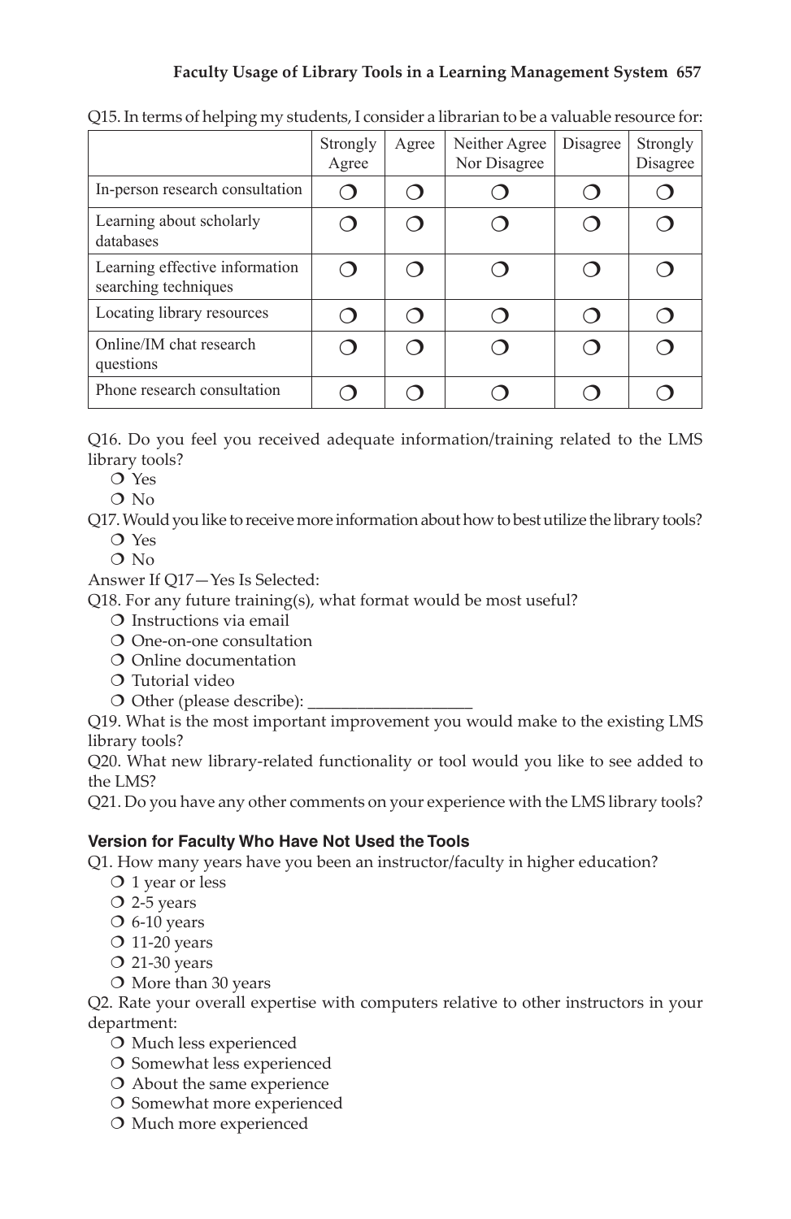Q15. In terms of helping my students, I consider a librarian to be a valuable resource for:

| | Strongly Agree | Agree | Neither Agree Nor Disagree | Disagree | Strongly Disagree |
|---|---|---|---|---|---|
| In-person research consultation | ❍ | ❍ | ❍ | ❍ | ❍ |
| Learning about scholarly databases | ❍ | ❍ | ❍ | ❍ | ❍ |
| Learning effective information searching techniques | ❍ | ❍ | ❍ | ❍ | ❍ |
| Locating library resources | ❍ | ❍ | ❍ | ❍ | ❍ |
| Online/IM chat research questions | ❍ | ❍ | ❍ | ❍ | ❍ |
| Phone research consultation | ❍ | ❍ | ❍ | ❍ | ❍ |

Q16. Do you feel you received adequate information/training related to the LMS library tools?

❍ Yes
❍ No

Q17. Would you like to receive more information about how to best utilize the library tools?

❍ Yes
❍ No

Answer If Q17—Yes Is Selected:

Q18. For any future training(s), what format would be most useful?

❍ Instructions via email
❍ One-on-one consultation
❍ Online documentation
❍ Tutorial video
❍ Other (please describe): ___________________

Q19. What is the most important improvement you would make to the existing LMS library tools?

Q20. What new library-related functionality or tool would you like to see added to the LMS?

Q21. Do you have any other comments on your experience with the LMS library tools?

#### Version for Faculty Who Have Not Used the Tools

Q1. How many years have you been an instructor/faculty in higher education?

❍ 1 year or less
❍ 2-5 years
❍ 6-10 years
❍ 11-20 years
❍ 21-30 years
❍ More than 30 years

Q2. Rate your overall expertise with computers relative to other instructors in your department:

❍ Much less experienced
❍ Somewhat less experienced
❍ About the same experience
❍ Somewhat more experienced
❍ Much more experienced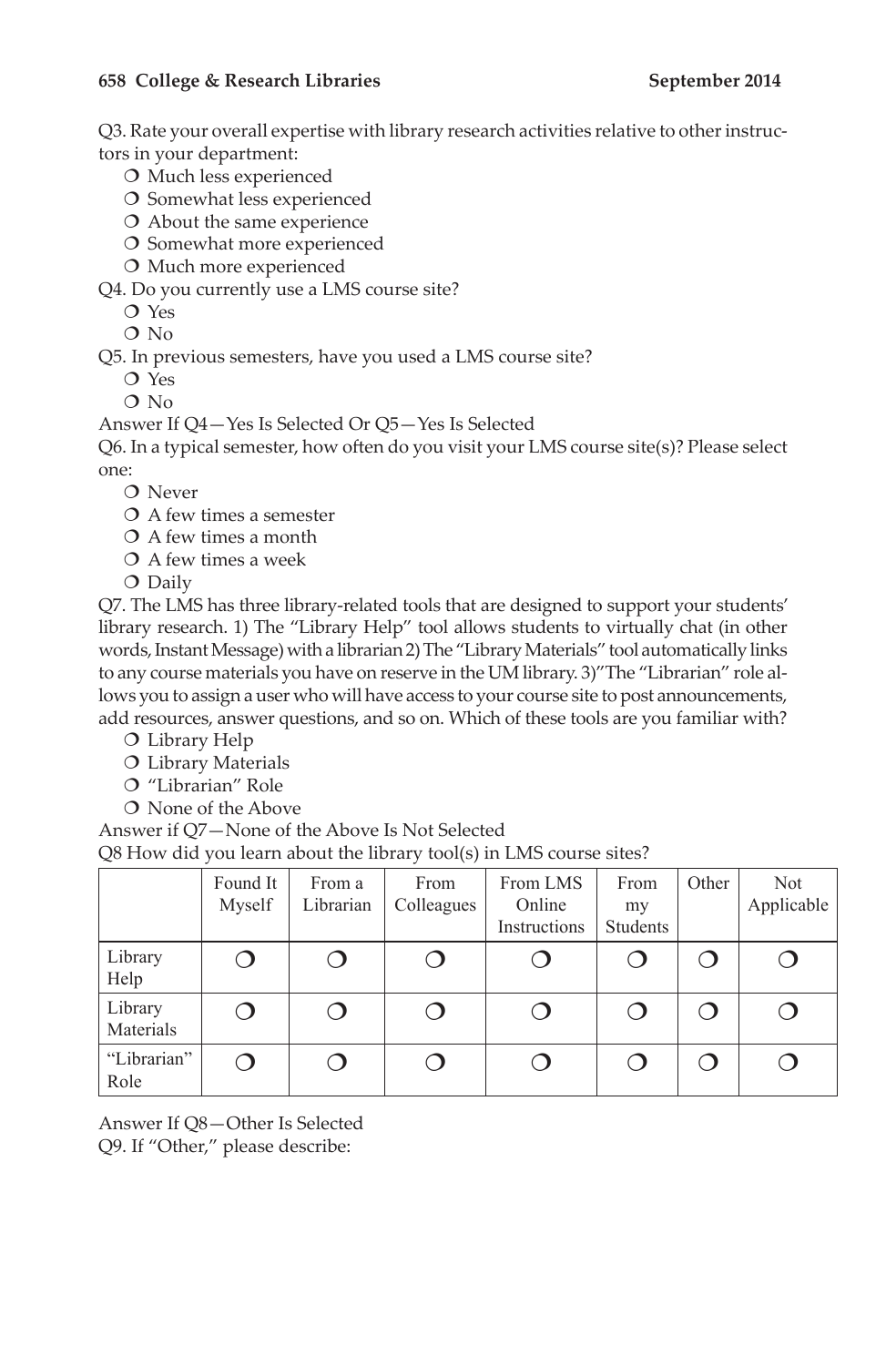Q3. Rate your overall expertise with library research activities relative to other instructors in your department:

- ❍ Much less experienced
- ❍ Somewhat less experienced
- ❍ About the same experience
- ❍ Somewhat more experienced
- ❍ Much more experienced

Q4. Do you currently use a LMS course site?

- ❍ Yes
- ❍ No

Q5. In previous semesters, have you used a LMS course site?

- ❍ Yes
- ❍ No

Answer If Q4—Yes Is Selected Or Q5—Yes Is Selected

Q6. In a typical semester, how often do you visit your LMS course site(s)? Please select one:

- ❍ Never
- ❍ A few times a semester
- ❍ A few times a month
- ❍ A few times a week
- ❍ Daily

Q7. The LMS has three library-related tools that are designed to support your students' library research. 1) The "Library Help" tool allows students to virtually chat (in other words, Instant Message) with a librarian 2) The "Library Materials" tool automatically links to any course materials you have on reserve in the UM library. 3)"The "Librarian" role allows you to assign a user who will have access to your course site to post announcements, add resources, answer questions, and so on. Which of these tools are you familiar with?

- ❍ Library Help
- ❍ Library Materials
- ❍ "Librarian" Role
- ❍ None of the Above

Answer if Q7—None of the Above Is Not Selected

Q8 How did you learn about the library tool(s) in LMS course sites?

| | Found It Myself | From a Librarian | From Colleagues | From LMS Online Instructions | From my Students | Other | Not Applicable |
|---|---|---|---|---|---|---|---|
| Library Help | ❍ | ❍ | ❍ | ❍ | ❍ | ❍ | ❍ |
| Library Materials | ❍ | ❍ | ❍ | ❍ | ❍ | ❍ | ❍ |
| "Librarian" Role | ❍ | ❍ | ❍ | ❍ | ❍ | ❍ | ❍ |

Answer If Q8—Other Is Selected

Q9. If "Other," please describe: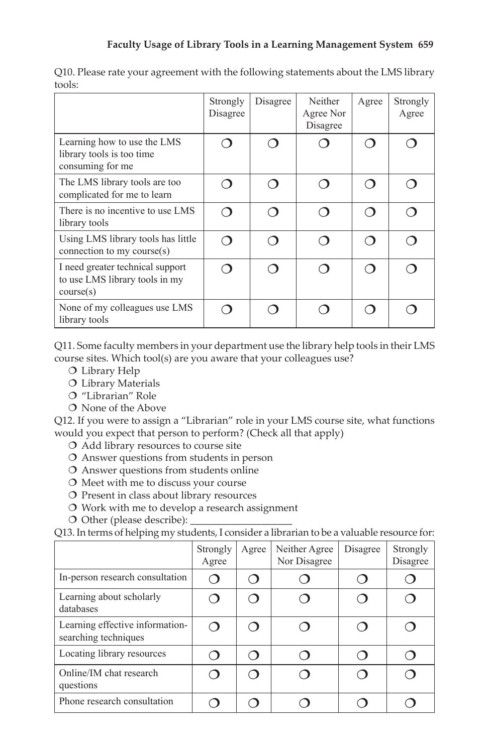Q10. Please rate your agreement with the following statements about the LMS library tools:

| | Strongly Disagree | Disagree | Neither Agree Nor Disagree | Agree | Strongly Agree |
|---|---|---|---|---|---|
| Learning how to use the LMS library tools is too time consuming for me | ❍ | ❍ | ❍ | ❍ | ❍ |
| The LMS library tools are too complicated for me to learn | ❍ | ❍ | ❍ | ❍ | ❍ |
| There is no incentive to use LMS library tools | ❍ | ❍ | ❍ | ❍ | ❍ |
| Using LMS library tools has little connection to my course(s) | ❍ | ❍ | ❍ | ❍ | ❍ |
| I need greater technical support to use LMS library tools in my course(s) | ❍ | ❍ | ❍ | ❍ | ❍ |
| None of my colleagues use LMS library tools | ❍ | ❍ | ❍ | ❍ | ❍ |

Q11. Some faculty members in your department use the library help tools in their LMS course sites. Which tool(s) are you aware that your colleagues use?

- ❍ Library Help
- ❍ Library Materials
- ❍ "Librarian" Role
- ❍ None of the Above

Q12. If you were to assign a "Librarian" role in your LMS course site, what functions would you expect that person to perform? (Check all that apply)

- ❍ Add library resources to course site
- ❍ Answer questions from students in person
- ❍ Answer questions from students online
- ❍ Meet with me to discuss your course
- ❍ Present in class about library resources
- ❍ Work with me to develop a research assignment
- ❍ Other (please describe): ___________________

Q13. In terms of helping my students, I consider a librarian to be a valuable resource for:

| | Strongly Agree | Agree | Neither Agree Nor Disagree | Disagree | Strongly Disagree |
|---|---|---|---|---|---|
| In-person research consultation | ❍ | ❍ | ❍ | ❍ | ❍ |
| Learning about scholarly databases | ❍ | ❍ | ❍ | ❍ | ❍ |
| Learning effective information-searching techniques | ❍ | ❍ | ❍ | ❍ | ❍ |
| Locating library resources | ❍ | ❍ | ❍ | ❍ | ❍ |
| Online/IM chat research questions | ❍ | ❍ | ❍ | ❍ | ❍ |
| Phone research consultation | ❍ | ❍ | ❍ | ❍ | ❍ |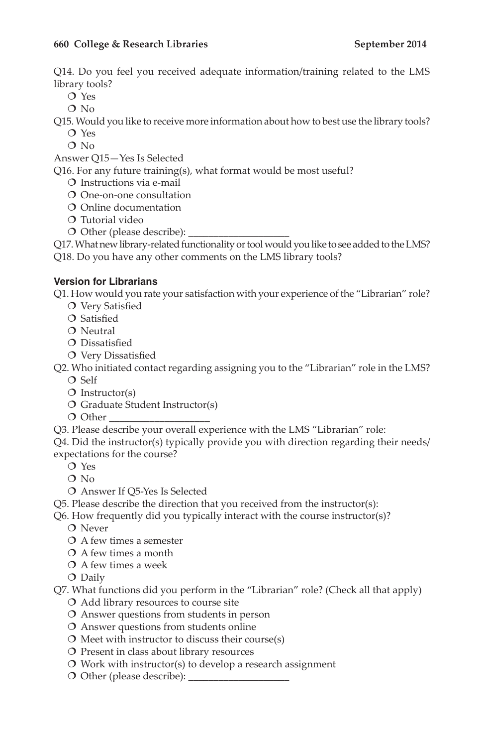Q14. Do you feel you received adequate information/training related to the LMS library tools?

- ❍ Yes
- ❍ No

Q15. Would you like to receive more information about how to best use the library tools?

- ❍ Yes
- ❍ No

Answer Q15—Yes Is Selected

Q16. For any future training(s), what format would be most useful?

- ❍ Instructions via e-mail
- ❍ One-on-one consultation
- ❍ Online documentation
- ❍ Tutorial video
- ❍ Other (please describe): ___________________

Q17. What new library-related functionality or tool would you like to see added to the LMS?

Q18. Do you have any other comments on the LMS library tools?

### Version for Librarians

Q1. How would you rate your satisfaction with your experience of the "Librarian" role?

- ❍ Very Satisfied
- ❍ Satisfied
- ❍ Neutral
- ❍ Dissatisfied
- ❍ Very Dissatisfied

Q2. Who initiated contact regarding assigning you to the "Librarian" role in the LMS?

- ❍ Self
- ❍ Instructor(s)
- ❍ Graduate Student Instructor(s)
- ❍ Other ___________________

Q3. Please describe your overall experience with the LMS "Librarian" role:

Q4. Did the instructor(s) typically provide you with direction regarding their needs/expectations for the course?

- ❍ Yes
- ❍ No
- ❍ Answer If Q5-Yes Is Selected

Q5. Please describe the direction that you received from the instructor(s):

Q6. How frequently did you typically interact with the course instructor(s)?

- ❍ Never
- ❍ A few times a semester
- ❍ A few times a month
- ❍ A few times a week
- ❍ Daily

Q7. What functions did you perform in the "Librarian" role? (Check all that apply)

- ❍ Add library resources to course site
- ❍ Answer questions from students in person
- ❍ Answer questions from students online
- ❍ Meet with instructor to discuss their course(s)
- ❍ Present in class about library resources
- ❍ Work with instructor(s) to develop a research assignment
- ❍ Other (please describe): ___________________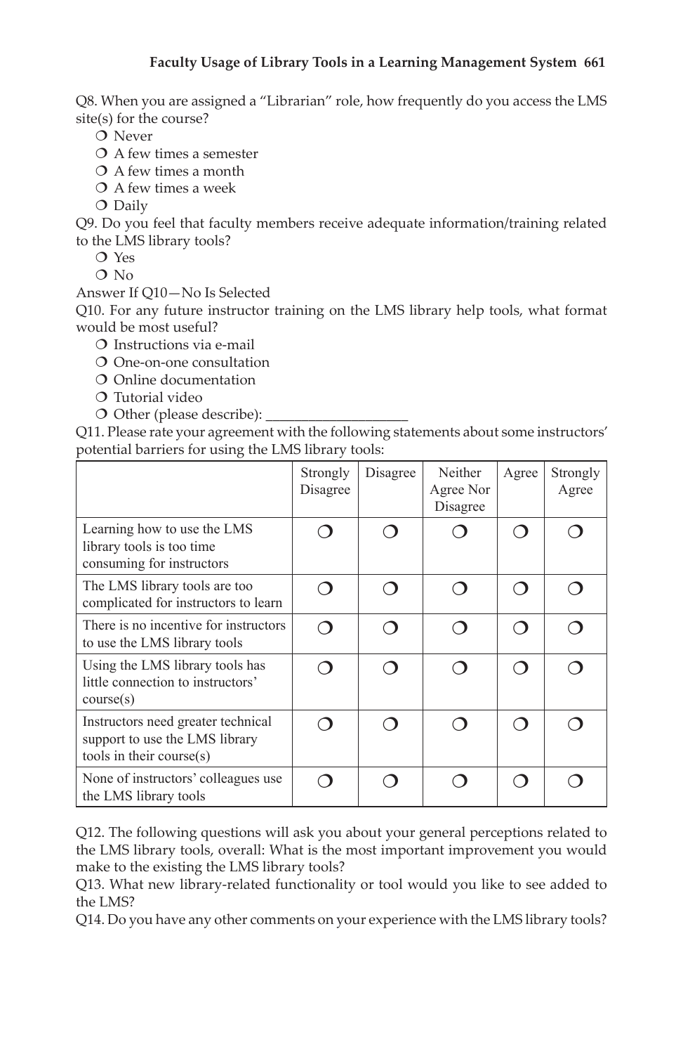Q8. When you are assigned a "Librarian" role, how frequently do you access the LMS site(s) for the course?

- ❍ Never
- ❍ A few times a semester
- ❍ A few times a month
- ❍ A few times a week
- ❍ Daily

Q9. Do you feel that faculty members receive adequate information/training related to the LMS library tools?

- ❍ Yes
- ❍ No

Answer If Q10—No Is Selected

Q10. For any future instructor training on the LMS library help tools, what format would be most useful?

- ❍ Instructions via e-mail
- ❍ One-on-one consultation
- ❍ Online documentation
- ❍ Tutorial video
- ❍ Other (please describe): ___________________

Q11. Please rate your agreement with the following statements about some instructors' potential barriers for using the LMS library tools:

| | Strongly Disagree | Disagree | Neither Agree Nor Disagree | Agree | Strongly Agree |
|---|---|---|---|---|---|
| Learning how to use the LMS library tools is too time consuming for instructors | ❍ | ❍ | ❍ | ❍ | ❍ |
| The LMS library tools are too complicated for instructors to learn | ❍ | ❍ | ❍ | ❍ | ❍ |
| There is no incentive for instructors to use the LMS library tools | ❍ | ❍ | ❍ | ❍ | ❍ |
| Using the LMS library tools has little connection to instructors' course(s) | ❍ | ❍ | ❍ | ❍ | ❍ |
| Instructors need greater technical support to use the LMS library tools in their course(s) | ❍ | ❍ | ❍ | ❍ | ❍ |
| None of instructors' colleagues use the LMS library tools | ❍ | ❍ | ❍ | ❍ | ❍ |

Q12. The following questions will ask you about your general perceptions related to the LMS library tools, overall: What is the most important improvement you would make to the existing the LMS library tools?

Q13. What new library-related functionality or tool would you like to see added to the LMS?

Q14. Do you have any other comments on your experience with the LMS library tools?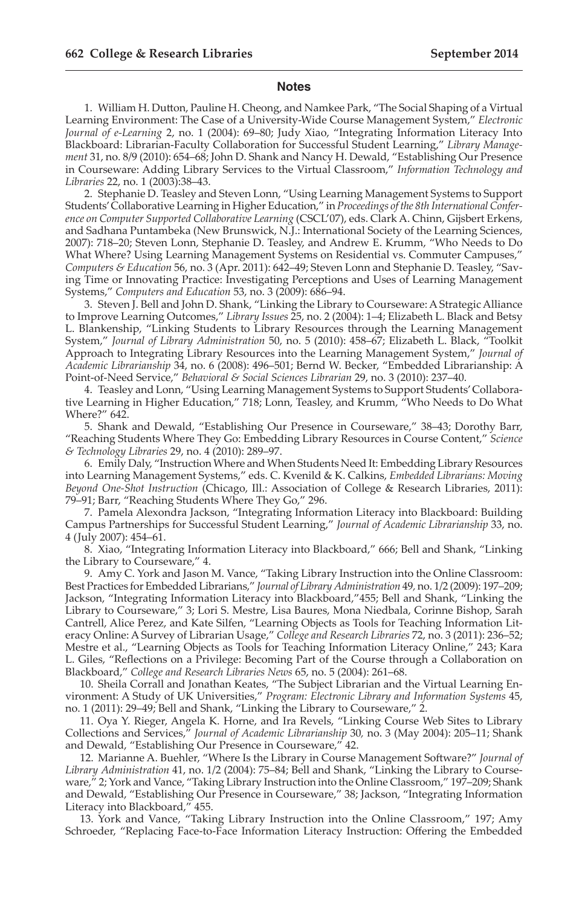## Notes

1. William H. Dutton, Pauline H. Cheong, and Namkee Park, "The Social Shaping of a Virtual Learning Environment: The Case of a University-Wide Course Management System," *Electronic Journal of e-Learning* 2, no. 1 (2004): 69–80; Judy Xiao, "Integrating Information Literacy Into Blackboard: Librarian-Faculty Collaboration for Successful Student Learning," *Library Management* 31, no. 8/9 (2010): 654–68; John D. Shank and Nancy H. Dewald, "Establishing Our Presence in Courseware: Adding Library Services to the Virtual Classroom," *Information Technology and Libraries* 22, no. 1 (2003):38–43.

2. Stephanie D. Teasley and Steven Lonn, "Using Learning Management Systems to Support Students' Collaborative Learning in Higher Education," in *Proceedings of the 8th International Conference on Computer Supported Collaborative Learning* (CSCL'07), eds. Clark A. Chinn, Gijsbert Erkens, and Sadhana Puntambeka (New Brunswick, N.J.: International Society of the Learning Sciences, 2007): 718–20; Steven Lonn, Stephanie D. Teasley, and Andrew E. Krumm, "Who Needs to Do What Where? Using Learning Management Systems on Residential vs. Commuter Campuses," *Computers & Education* 56, no. 3 (Apr. 2011): 642–49; Steven Lonn and Stephanie D. Teasley, "Saving Time or Innovating Practice: Investigating Perceptions and Uses of Learning Management Systems," *Computers and Education* 53, no. 3 (2009): 686–94.

3. Steven J. Bell and John D. Shank, "Linking the Library to Courseware: A Strategic Alliance to Improve Learning Outcomes," *Library Issues* 25, no. 2 (2004): 1–4; Elizabeth L. Black and Betsy L. Blankenship, "Linking Students to Library Resources through the Learning Management System," *Journal of Library Administration* 50, no. 5 (2010): 458–67; Elizabeth L. Black, "Toolkit Approach to Integrating Library Resources into the Learning Management System," *Journal of Academic Librarianship* 34, no. 6 (2008): 496–501; Bernd W. Becker, "Embedded Librarianship: A Point-of-Need Service," *Behavioral & Social Sciences Librarian* 29, no. 3 (2010): 237–40.

4. Teasley and Lonn, "Using Learning Management Systems to Support Students' Collaborative Learning in Higher Education," 718; Lonn, Teasley, and Krumm, "Who Needs to Do What Where?" 642.

5. Shank and Dewald, "Establishing Our Presence in Courseware," 38–43; Dorothy Barr, "Reaching Students Where They Go: Embedding Library Resources in Course Content," *Science & Technology Libraries* 29, no. 4 (2010): 289–97.

6. Emily Daly, "Instruction Where and When Students Need It: Embedding Library Resources into Learning Management Systems," eds. C. Kvenild & K. Calkins, *Embedded Librarians: Moving Beyond One-Shot Instruction* (Chicago, Ill.: Association of College & Research Libraries, 2011): 79–91; Barr, "Reaching Students Where They Go," 296.

7. Pamela Alexondra Jackson, "Integrating Information Literacy into Blackboard: Building Campus Partnerships for Successful Student Learning," *Journal of Academic Librarianship* 33, no. 4 (July 2007): 454–61.

8. Xiao, "Integrating Information Literacy into Blackboard," 666; Bell and Shank, "Linking the Library to Courseware," 4.

9. Amy C. York and Jason M. Vance, "Taking Library Instruction into the Online Classroom: Best Practices for Embedded Librarians," *Journal of Library Administration* 49, no. 1/2 (2009): 197–209; Jackson, "Integrating Information Literacy into Blackboard,"455; Bell and Shank, "Linking the Library to Courseware," 3; Lori S. Mestre, Lisa Baures, Mona Niedbala, Corinne Bishop, Sarah Cantrell, Alice Perez, and Kate Silfen, "Learning Objects as Tools for Teaching Information Literacy Online: A Survey of Librarian Usage," *College and Research Libraries* 72, no. 3 (2011): 236–52; Mestre et al., "Learning Objects as Tools for Teaching Information Literacy Online," 243; Kara L. Giles, "Reflections on a Privilege: Becoming Part of the Course through a Collaboration on Blackboard," *College and Research Libraries News* 65, no. 5 (2004): 261–68.

10. Sheila Corrall and Jonathan Keates, "The Subject Librarian and the Virtual Learning Environment: A Study of UK Universities," *Program: Electronic Library and Information Systems* 45, no. 1 (2011): 29–49; Bell and Shank, "Linking the Library to Courseware," 2.

11. Oya Y. Rieger, Angela K. Horne, and Ira Revels, "Linking Course Web Sites to Library Collections and Services," *Journal of Academic Librarianship* 30, no. 3 (May 2004): 205–11; Shank and Dewald, "Establishing Our Presence in Courseware," 42.

12. Marianne A. Buehler, "Where Is the Library in Course Management Software?" *Journal of Library Administration* 41, no. 1/2 (2004): 75–84; Bell and Shank, "Linking the Library to Courseware," 2; York and Vance, "Taking Library Instruction into the Online Classroom," 197–209; Shank and Dewald, "Establishing Our Presence in Courseware," 38; Jackson, "Integrating Information Literacy into Blackboard," 455.

13. York and Vance, "Taking Library Instruction into the Online Classroom," 197; Amy Schroeder, "Replacing Face-to-Face Information Literacy Instruction: Offering the Embedded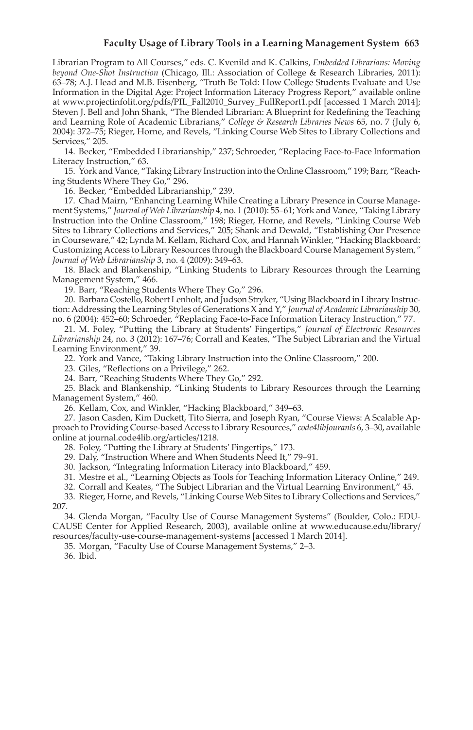Librarian Program to All Courses," eds. C. Kvenild and K. Calkins, *Embedded Librarians: Moving beyond One-Shot Instruction* (Chicago, Ill.: Association of College & Research Libraries, 2011): 63–78; A.J. Head and M.B. Eisenberg, "Truth Be Told: How College Students Evaluate and Use Information in the Digital Age: Project Information Literacy Progress Report," available online at www.projectinfolit.org/pdfs/PIL_Fall2010_Survey_FullReport1.pdf [accessed 1 March 2014]; Steven J. Bell and John Shank, "The Blended Librarian: A Blueprint for Redefining the Teaching and Learning Role of Academic Librarians," *College & Research Libraries News* 65, no. 7 (July 6, 2004): 372–75; Rieger, Horne, and Revels, "Linking Course Web Sites to Library Collections and Services," 205.

14. Becker, "Embedded Librarianship," 237; Schroeder, "Replacing Face-to-Face Information Literacy Instruction," 63.

15. York and Vance, "Taking Library Instruction into the Online Classroom," 199; Barr, "Reaching Students Where They Go," 296.

16. Becker, "Embedded Librarianship," 239.

17. Chad Mairn, "Enhancing Learning While Creating a Library Presence in Course Management Systems," *Journal of Web Librarianship* 4, no. 1 (2010): 55–61; York and Vance, "Taking Library Instruction into the Online Classroom," 198; Rieger, Horne, and Revels, "Linking Course Web Sites to Library Collections and Services," 205; Shank and Dewald, "Establishing Our Presence in Courseware," 42; Lynda M. Kellam, Richard Cox, and Hannah Winkler, "Hacking Blackboard: Customizing Access to Library Resources through the Blackboard Course Management System," *Journal of Web Librarianship* 3, no. 4 (2009): 349–63.

18. Black and Blankenship, "Linking Students to Library Resources through the Learning Management System," 466.

19. Barr, "Reaching Students Where They Go," 296.

20. Barbara Costello, Robert Lenholt, and Judson Stryker, "Using Blackboard in Library Instruction: Addressing the Learning Styles of Generations X and Y," *Journal of Academic Librarianship* 30, no. 6 (2004): 452–60; Schroeder, "Replacing Face-to-Face Information Literacy Instruction," 77.

21. M. Foley, "Putting the Library at Students' Fingertips," *Journal of Electronic Resources Librarianship* 24, no. 3 (2012): 167–76; Corrall and Keates, "The Subject Librarian and the Virtual Learning Environment," 39.

22. York and Vance, "Taking Library Instruction into the Online Classroom," 200.

23. Giles, "Reflections on a Privilege," 262.

24. Barr, "Reaching Students Where They Go," 292.

25. Black and Blankenship, "Linking Students to Library Resources through the Learning Management System," 460.

26. Kellam, Cox, and Winkler, "Hacking Blackboard," 349–63.

27. Jason Casden, Kim Duckett, Tito Sierra, and Joseph Ryan, "Course Views: A Scalable Approach to Providing Course-based Access to Library Resources," *code4libJouranls* 6, 3–30, available online at journal.code4lib.org/articles/1218.

28. Foley, "Putting the Library at Students' Fingertips," 173.

29. Daly, "Instruction Where and When Students Need It," 79–91.

30. Jackson, "Integrating Information Literacy into Blackboard," 459.

31. Mestre et al., "Learning Objects as Tools for Teaching Information Literacy Online," 249.

32. Corrall and Keates, "The Subject Librarian and the Virtual Learning Environment," 45.

33. Rieger, Horne, and Revels, "Linking Course Web Sites to Library Collections and Services," 207.

34. Glenda Morgan, "Faculty Use of Course Management Systems" (Boulder, Colo.: EDUCAUSE Center for Applied Research, 2003), available online at www.educause.edu/library/resources/faculty-use-course-management-systems [accessed 1 March 2014].

35. Morgan, "Faculty Use of Course Management Systems," 2–3.

36. Ibid.